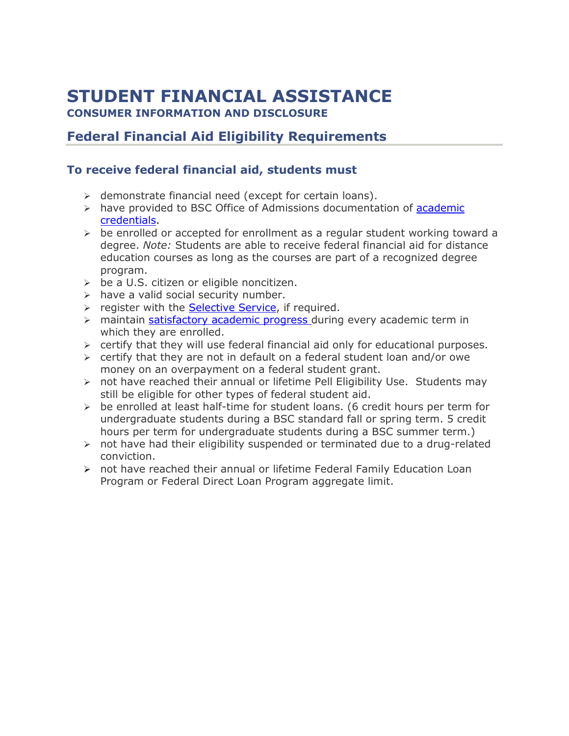# STUDENT FINANCIAL ASSISTANCE

**CONSUMER INFORMATION AND DISCLOSURE**

## Federal Financial Aid Eligibility Requirements

### To receive federal financial aid, students must

- demonstrate financial need (except for certain loans).
- have provided to BSC Office of Admissions documentation of academic credentials.
- be enrolled or accepted for enrollment as a regular student working toward a degree. *Note:* Students are able to receive federal financial aid for distance education courses as long as the courses are part of a recognized degree program.
- be a U.S. citizen or eligible noncitizen.
- have a valid social security number.
- register with the Selective Service, if required.
- maintain satisfactory academic progress during every academic term in which they are enrolled.
- certify that they will use federal financial aid only for educational purposes.
- certify that they are not in default on a federal student loan and/or owe money on an overpayment on a federal student grant.
- not have reached their annual or lifetime Pell Eligibility Use. Students may still be eligible for other types of federal student aid.
- be enrolled at least half-time for student loans. (6 credit hours per term for undergraduate students during a BSC standard fall or spring term. 5 credit hours per term for undergraduate students during a BSC summer term.)
- not have had their eligibility suspended or terminated due to a drug-related conviction.
- not have reached their annual or lifetime Federal Family Education Loan Program or Federal Direct Loan Program aggregate limit.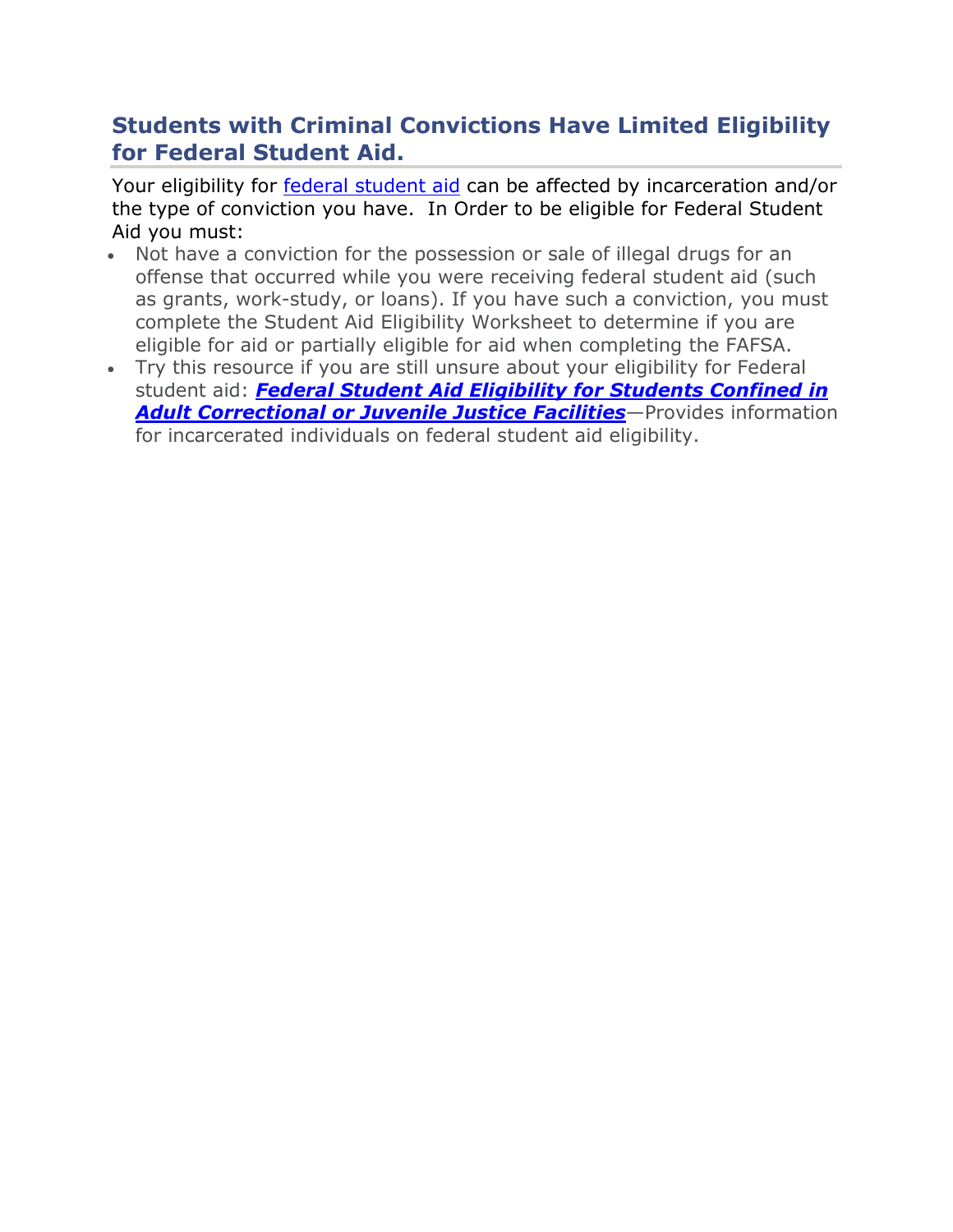## Students with Criminal Convictions Have Limited Eligibility for Federal Student Aid.

Your eligibility for federal student aid can be affected by incarceration and/or the type of conviction you have. In Order to be eligible for Federal Student Aid you must:

- Not have a conviction for the possession or sale of illegal drugs for an offense that occurred while you were receiving federal student aid (such as grants, work-study, or loans). If you have such a conviction, you must complete the Student Aid Eligibility Worksheet to determine if you are eligible for aid or partially eligible for aid when completing the FAFSA.
- Try this resource if you are still unsure about your eligibility for Federal student aid: ***Federal Student Aid Eligibility for Students Confined in Adult Correctional or Juvenile Justice Facilities***—Provides information for incarcerated individuals on federal student aid eligibility.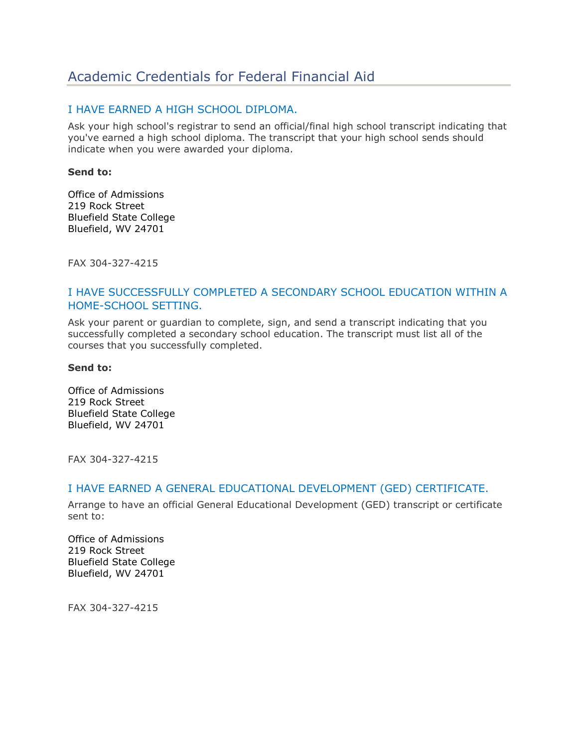# Academic Credentials for Federal Financial Aid

## I HAVE EARNED A HIGH SCHOOL DIPLOMA.

Ask your high school's registrar to send an official/final high school transcript indicating that you've earned a high school diploma. The transcript that your high school sends should indicate when you were awarded your diploma.

**Send to:**

Office of Admissions
219 Rock Street
Bluefield State College
Bluefield, WV 24701

FAX 304-327-4215

## I HAVE SUCCESSFULLY COMPLETED A SECONDARY SCHOOL EDUCATION WITHIN A HOME-SCHOOL SETTING.

Ask your parent or guardian to complete, sign, and send a transcript indicating that you successfully completed a secondary school education. The transcript must list all of the courses that you successfully completed.

**Send to:**

Office of Admissions
219 Rock Street
Bluefield State College
Bluefield, WV 24701

FAX 304-327-4215

## I HAVE EARNED A GENERAL EDUCATIONAL DEVELOPMENT (GED) CERTIFICATE.

Arrange to have an official General Educational Development (GED) transcript or certificate sent to:

Office of Admissions
219 Rock Street
Bluefield State College
Bluefield, WV 24701

FAX 304-327-4215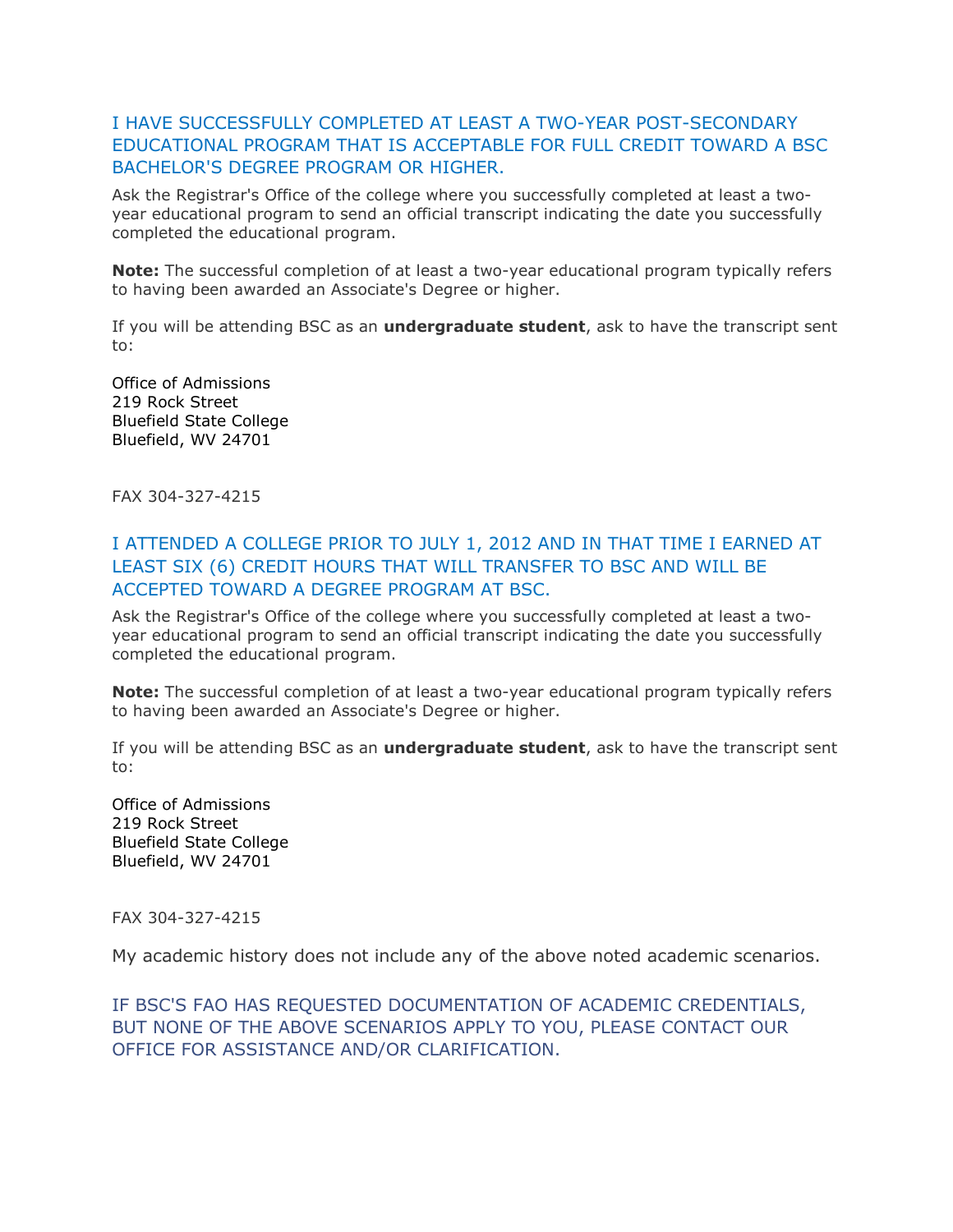### I HAVE SUCCESSFULLY COMPLETED AT LEAST A TWO-YEAR POST-SECONDARY EDUCATIONAL PROGRAM THAT IS ACCEPTABLE FOR FULL CREDIT TOWARD A BSC BACHELOR'S DEGREE PROGRAM OR HIGHER.

Ask the Registrar's Office of the college where you successfully completed at least a two-year educational program to send an official transcript indicating the date you successfully completed the educational program.

**Note:** The successful completion of at least a two-year educational program typically refers to having been awarded an Associate's Degree or higher.

If you will be attending BSC as an **undergraduate student**, ask to have the transcript sent to:

Office of Admissions
219 Rock Street
Bluefield State College
Bluefield, WV 24701

FAX 304-327-4215

### I ATTENDED A COLLEGE PRIOR TO JULY 1, 2012 AND IN THAT TIME I EARNED AT LEAST SIX (6) CREDIT HOURS THAT WILL TRANSFER TO BSC AND WILL BE ACCEPTED TOWARD A DEGREE PROGRAM AT BSC.

Ask the Registrar's Office of the college where you successfully completed at least a two-year educational program to send an official transcript indicating the date you successfully completed the educational program.

**Note:** The successful completion of at least a two-year educational program typically refers to having been awarded an Associate's Degree or higher.

If you will be attending BSC as an **undergraduate student**, ask to have the transcript sent to:

Office of Admissions
219 Rock Street
Bluefield State College
Bluefield, WV 24701

FAX 304-327-4215

My academic history does not include any of the above noted academic scenarios.

### IF BSC'S FAO HAS REQUESTED DOCUMENTATION OF ACADEMIC CREDENTIALS, BUT NONE OF THE ABOVE SCENARIOS APPLY TO YOU, PLEASE CONTACT OUR OFFICE FOR ASSISTANCE AND/OR CLARIFICATION.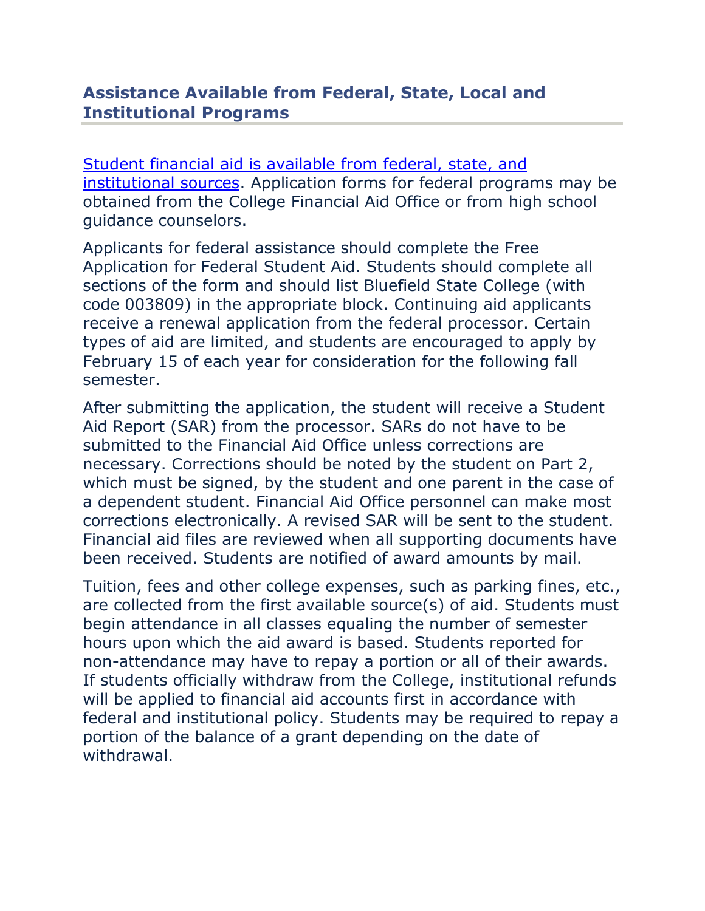## Assistance Available from Federal, State, Local and Institutional Programs

Student financial aid is available from federal, state, and institutional sources. Application forms for federal programs may be obtained from the College Financial Aid Office or from high school guidance counselors.

Applicants for federal assistance should complete the Free Application for Federal Student Aid. Students should complete all sections of the form and should list Bluefield State College (with code 003809) in the appropriate block. Continuing aid applicants receive a renewal application from the federal processor. Certain types of aid are limited, and students are encouraged to apply by February 15 of each year for consideration for the following fall semester.

After submitting the application, the student will receive a Student Aid Report (SAR) from the processor. SARs do not have to be submitted to the Financial Aid Office unless corrections are necessary. Corrections should be noted by the student on Part 2, which must be signed, by the student and one parent in the case of a dependent student. Financial Aid Office personnel can make most corrections electronically. A revised SAR will be sent to the student. Financial aid files are reviewed when all supporting documents have been received. Students are notified of award amounts by mail.

Tuition, fees and other college expenses, such as parking fines, etc., are collected from the first available source(s) of aid. Students must begin attendance in all classes equaling the number of semester hours upon which the aid award is based. Students reported for non-attendance may have to repay a portion or all of their awards. If students officially withdraw from the College, institutional refunds will be applied to financial aid accounts first in accordance with federal and institutional policy. Students may be required to repay a portion of the balance of a grant depending on the date of withdrawal.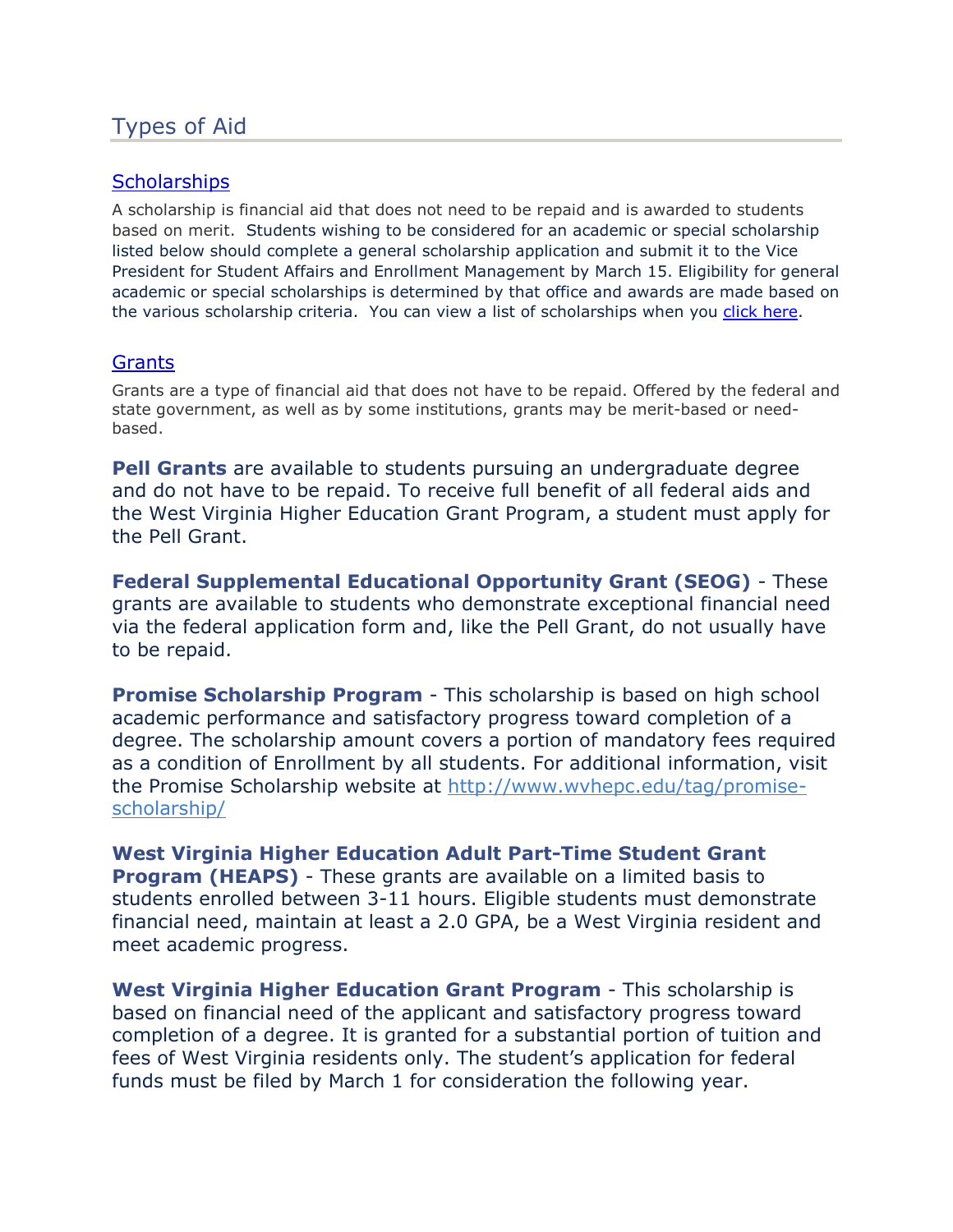## Types of Aid

### Scholarships

A scholarship is financial aid that does not need to be repaid and is awarded to students based on merit. Students wishing to be considered for an academic or special scholarship listed below should complete a general scholarship application and submit it to the Vice President for Student Affairs and Enrollment Management by March 15. Eligibility for general academic or special scholarships is determined by that office and awards are made based on the various scholarship criteria. You can view a list of scholarships when you click here.

### Grants

Grants are a type of financial aid that does not have to be repaid. Offered by the federal and state government, as well as by some institutions, grants may be merit-based or need-based.

**Pell Grants** are available to students pursuing an undergraduate degree and do not have to be repaid. To receive full benefit of all federal aids and the West Virginia Higher Education Grant Program, a student must apply for the Pell Grant.

**Federal Supplemental Educational Opportunity Grant (SEOG)** - These grants are available to students who demonstrate exceptional financial need via the federal application form and, like the Pell Grant, do not usually have to be repaid.

**Promise Scholarship Program** - This scholarship is based on high school academic performance and satisfactory progress toward completion of a degree. The scholarship amount covers a portion of mandatory fees required as a condition of Enrollment by all students. For additional information, visit the Promise Scholarship website at http://www.wvhepc.edu/tag/promise-scholarship/

**West Virginia Higher Education Adult Part-Time Student Grant Program (HEAPS)** - These grants are available on a limited basis to students enrolled between 3-11 hours. Eligible students must demonstrate financial need, maintain at least a 2.0 GPA, be a West Virginia resident and meet academic progress.

**West Virginia Higher Education Grant Program** - This scholarship is based on financial need of the applicant and satisfactory progress toward completion of a degree. It is granted for a substantial portion of tuition and fees of West Virginia residents only. The student's application for federal funds must be filed by March 1 for consideration the following year.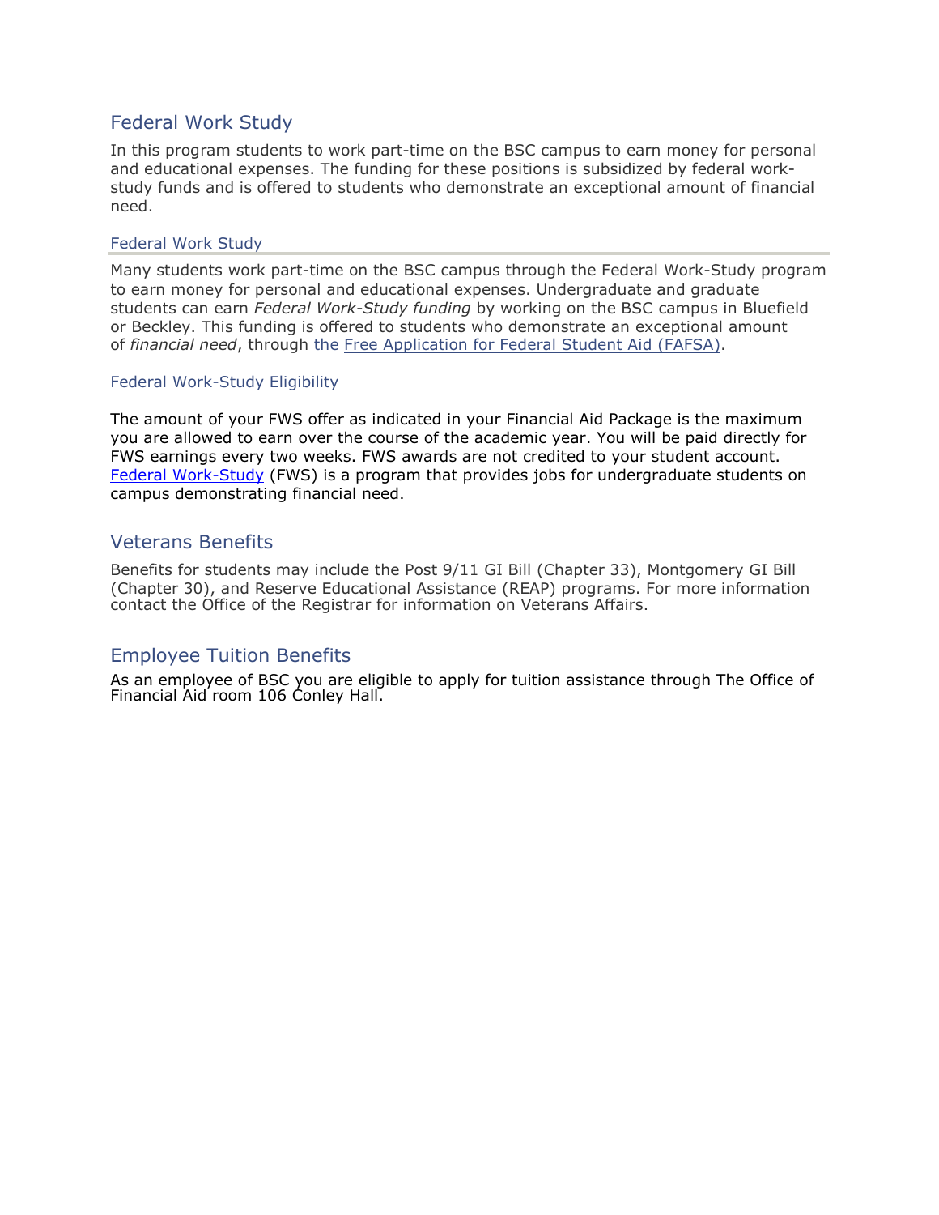## Federal Work Study

In this program students to work part-time on the BSC campus to earn money for personal and educational expenses. The funding for these positions is subsidized by federal work-study funds and is offered to students who demonstrate an exceptional amount of financial need.

### Federal Work Study

Many students work part-time on the BSC campus through the Federal Work-Study program to earn money for personal and educational expenses. Undergraduate and graduate students can earn *Federal Work-Study funding* by working on the BSC campus in Bluefield or Beckley. This funding is offered to students who demonstrate an exceptional amount of *financial need*, through the Free Application for Federal Student Aid (FAFSA).

### Federal Work-Study Eligibility

The amount of your FWS offer as indicated in your Financial Aid Package is the maximum you are allowed to earn over the course of the academic year. You will be paid directly for FWS earnings every two weeks. FWS awards are not credited to your student account. Federal Work-Study (FWS) is a program that provides jobs for undergraduate students on campus demonstrating financial need.

## Veterans Benefits

Benefits for students may include the Post 9/11 GI Bill (Chapter 33), Montgomery GI Bill (Chapter 30), and Reserve Educational Assistance (REAP) programs. For more information contact the Office of the Registrar for information on Veterans Affairs.

## Employee Tuition Benefits

As an employee of BSC you are eligible to apply for tuition assistance through The Office of Financial Aid room 106 Conley Hall.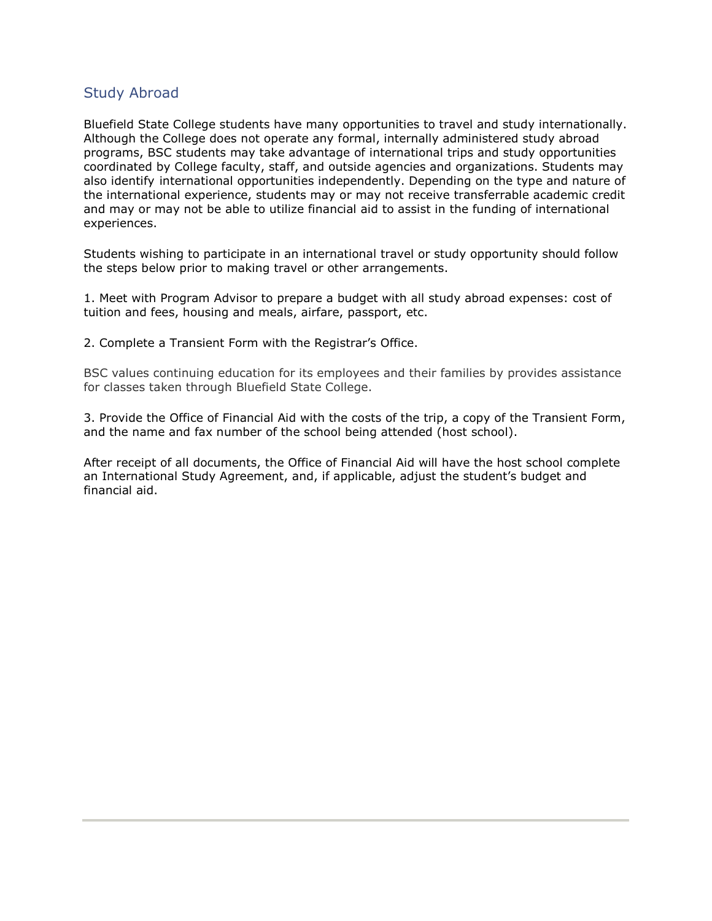## Study Abroad

Bluefield State College students have many opportunities to travel and study internationally. Although the College does not operate any formal, internally administered study abroad programs, BSC students may take advantage of international trips and study opportunities coordinated by College faculty, staff, and outside agencies and organizations. Students may also identify international opportunities independently. Depending on the type and nature of the international experience, students may or may not receive transferrable academic credit and may or may not be able to utilize financial aid to assist in the funding of international experiences.

Students wishing to participate in an international travel or study opportunity should follow the steps below prior to making travel or other arrangements.

1. Meet with Program Advisor to prepare a budget with all study abroad expenses: cost of tuition and fees, housing and meals, airfare, passport, etc.

2. Complete a Transient Form with the Registrar's Office.

BSC values continuing education for its employees and their families by provides assistance for classes taken through Bluefield State College.

3. Provide the Office of Financial Aid with the costs of the trip, a copy of the Transient Form, and the name and fax number of the school being attended (host school).

After receipt of all documents, the Office of Financial Aid will have the host school complete an International Study Agreement, and, if applicable, adjust the student's budget and financial aid.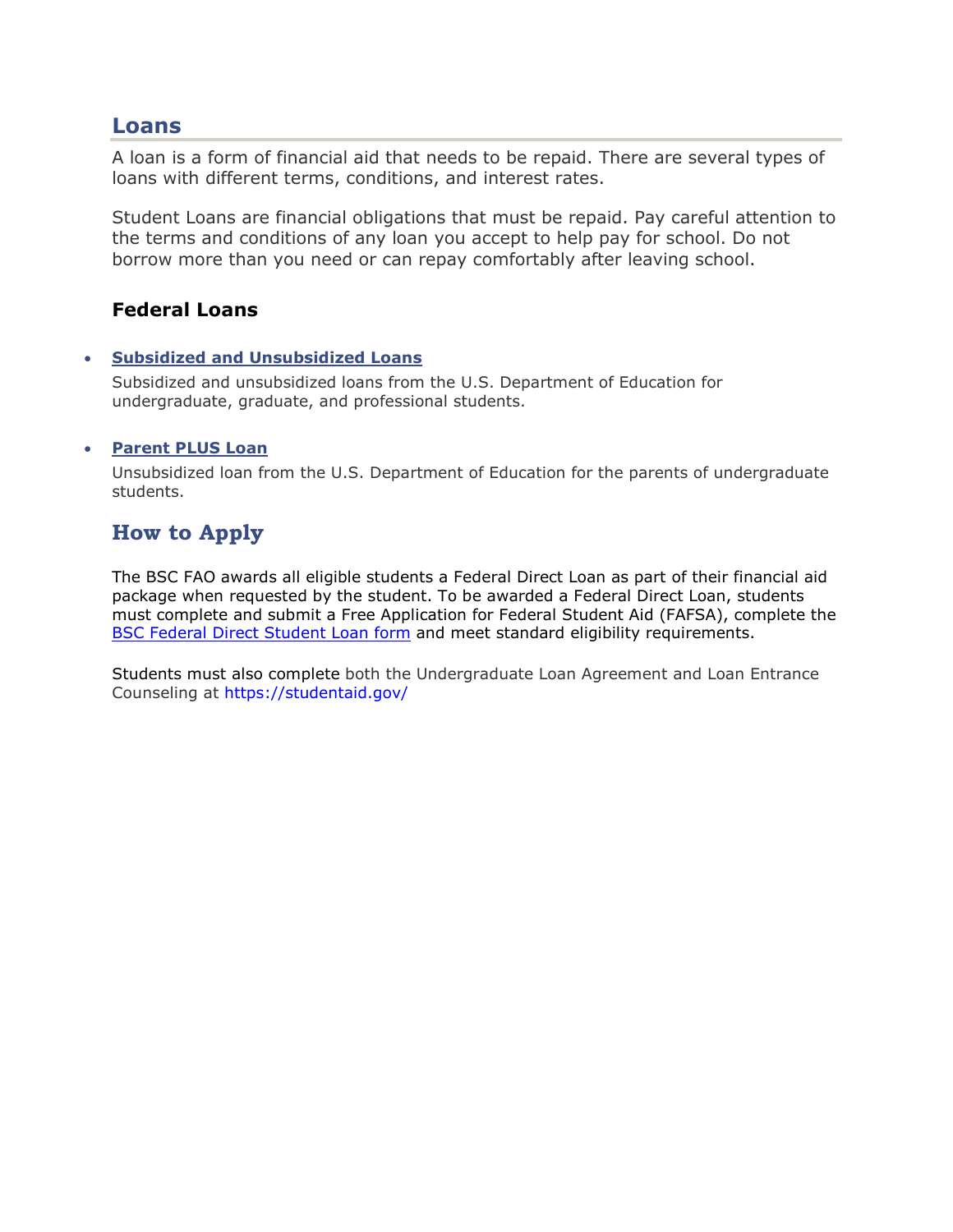## Loans

A loan is a form of financial aid that needs to be repaid. There are several types of loans with different terms, conditions, and interest rates.

Student Loans are financial obligations that must be repaid. Pay careful attention to the terms and conditions of any loan you accept to help pay for school. Do not borrow more than you need or can repay comfortably after leaving school.

### Federal Loans

- **Subsidized and Unsubsidized Loans**

  Subsidized and unsubsidized loans from the U.S. Department of Education for undergraduate, graduate, and professional students.

- **Parent PLUS Loan**

  Unsubsidized loan from the U.S. Department of Education for the parents of undergraduate students.

## How to Apply

The BSC FAO awards all eligible students a Federal Direct Loan as part of their financial aid package when requested by the student. To be awarded a Federal Direct Loan, students must complete and submit a Free Application for Federal Student Aid (FAFSA), complete the BSC Federal Direct Student Loan form and meet standard eligibility requirements.

Students must also complete both the Undergraduate Loan Agreement and Loan Entrance Counseling at https://studentaid.gov/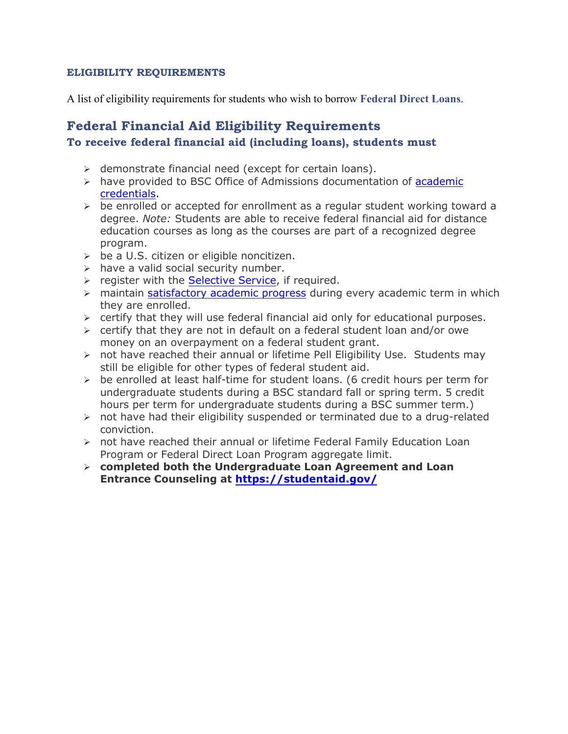**ELIGIBILITY REQUIREMENTS**

A list of eligibility requirements for students who wish to borrow **Federal Direct Loans**.

## Federal Financial Aid Eligibility Requirements

### To receive federal financial aid (including loans), students must

- demonstrate financial need (except for certain loans).
- have provided to BSC Office of Admissions documentation of academic credentials.
- be enrolled or accepted for enrollment as a regular student working toward a degree. *Note:* Students are able to receive federal financial aid for distance education courses as long as the courses are part of a recognized degree program.
- be a U.S. citizen or eligible noncitizen.
- have a valid social security number.
- register with the Selective Service, if required.
- maintain satisfactory academic progress during every academic term in which they are enrolled.
- certify that they will use federal financial aid only for educational purposes.
- certify that they are not in default on a federal student loan and/or owe money on an overpayment on a federal student grant.
- not have reached their annual or lifetime Pell Eligibility Use. Students may still be eligible for other types of federal student aid.
- be enrolled at least half-time for student loans. (6 credit hours per term for undergraduate students during a BSC standard fall or spring term. 5 credit hours per term for undergraduate students during a BSC summer term.)
- not have had their eligibility suspended or terminated due to a drug-related conviction.
- not have reached their annual or lifetime Federal Family Education Loan Program or Federal Direct Loan Program aggregate limit.
- **completed both the Undergraduate Loan Agreement and Loan Entrance Counseling at https://studentaid.gov/**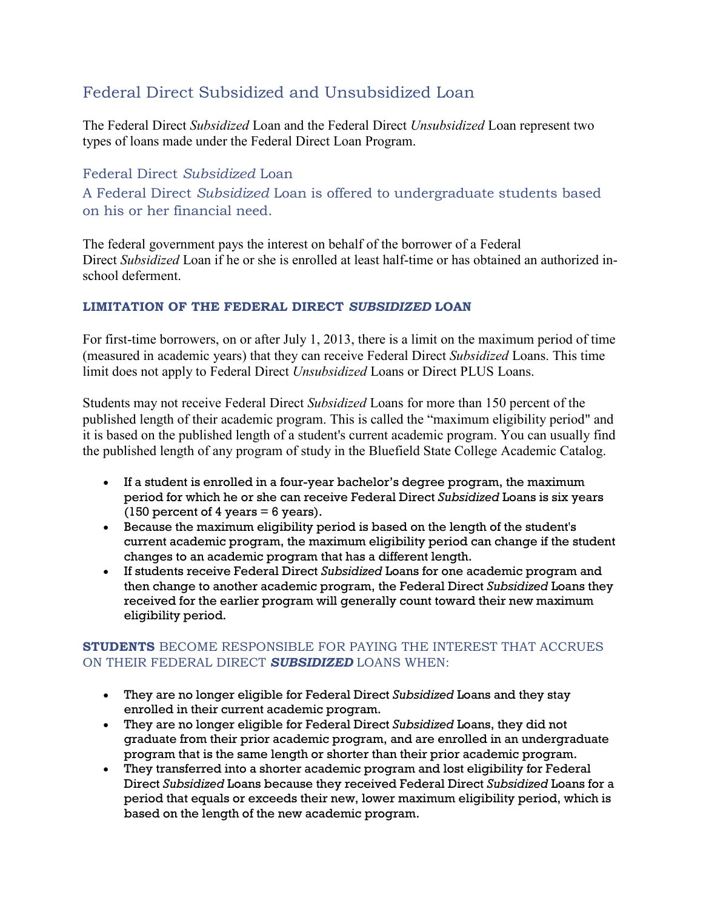# Federal Direct Subsidized and Unsubsidized Loan

The Federal Direct *Subsidized* Loan and the Federal Direct *Unsubsidized* Loan represent two types of loans made under the Federal Direct Loan Program.

## Federal Direct *Subsidized* Loan

## A Federal Direct *Subsidized* Loan is offered to undergraduate students based on his or her financial need.

The federal government pays the interest on behalf of the borrower of a Federal Direct *Subsidized* Loan if he or she is enrolled at least half-time or has obtained an authorized in-school deferment.

### LIMITATION OF THE FEDERAL DIRECT *SUBSIDIZED* LOAN

For first-time borrowers, on or after July 1, 2013, there is a limit on the maximum period of time (measured in academic years) that they can receive Federal Direct *Subsidized* Loans. This time limit does not apply to Federal Direct *Unsubsidized* Loans or Direct PLUS Loans.

Students may not receive Federal Direct *Subsidized* Loans for more than 150 percent of the published length of their academic program. This is called the "maximum eligibility period" and it is based on the published length of a student's current academic program. You can usually find the published length of any program of study in the Bluefield State College Academic Catalog.

- If a student is enrolled in a four-year bachelor's degree program, the maximum period for which he or she can receive Federal Direct *Subsidized* Loans is six years (150 percent of 4 years = 6 years).
- Because the maximum eligibility period is based on the length of the student's current academic program, the maximum eligibility period can change if the student changes to an academic program that has a different length.
- If students receive Federal Direct *Subsidized* Loans for one academic program and then change to another academic program, the Federal Direct *Subsidized* Loans they received for the earlier program will generally count toward their new maximum eligibility period.

### **STUDENTS** BECOME RESPONSIBLE FOR PAYING THE INTEREST THAT ACCRUES ON THEIR FEDERAL DIRECT ***SUBSIDIZED*** LOANS WHEN:

- They are no longer eligible for Federal Direct *Subsidized* Loans and they stay enrolled in their current academic program.
- They are no longer eligible for Federal Direct *Subsidized* Loans, they did not graduate from their prior academic program, and are enrolled in an undergraduate program that is the same length or shorter than their prior academic program.
- They transferred into a shorter academic program and lost eligibility for Federal Direct *Subsidized* Loans because they received Federal Direct *Subsidized* Loans for a period that equals or exceeds their new, lower maximum eligibility period, which is based on the length of the new academic program.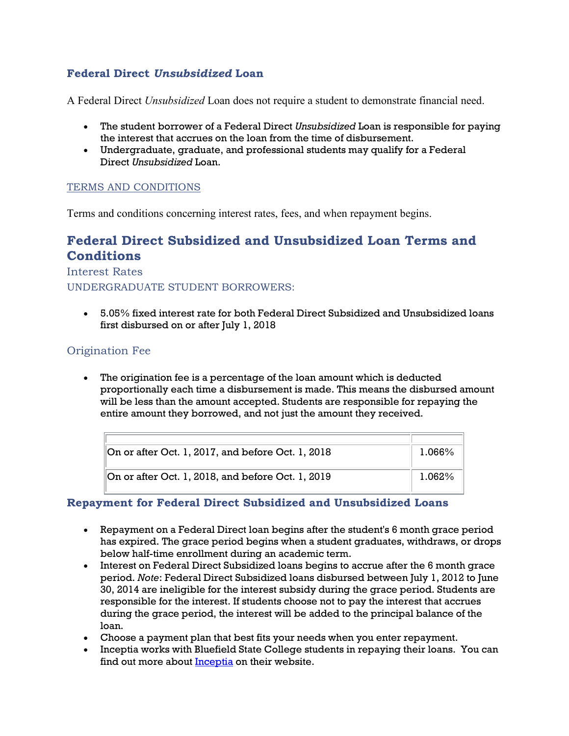### Federal Direct *Unsubsidized* Loan

A Federal Direct *Unsubsidized* Loan does not require a student to demonstrate financial need.

- The student borrower of a Federal Direct *Unsubsidized* Loan is responsible for paying the interest that accrues on the loan from the time of disbursement.
- Undergraduate, graduate, and professional students may qualify for a Federal Direct *Unsubsidized* Loan.

TERMS AND CONDITIONS

Terms and conditions concerning interest rates, fees, and when repayment begins.

## Federal Direct Subsidized and Unsubsidized Loan Terms and Conditions

Interest Rates

UNDERGRADUATE STUDENT BORROWERS:

- 5.05% fixed interest rate for both Federal Direct Subsidized and Unsubsidized loans first disbursed on or after July 1, 2018

### Origination Fee

- The origination fee is a percentage of the loan amount which is deducted proportionally each time a disbursement is made. This means the disbursed amount will be less than the amount accepted. Students are responsible for repaying the entire amount they borrowed, and not just the amount they received.

| | |
|---|---|
| On or after Oct. 1, 2017, and before Oct. 1, 2018 | 1.066% |
| On or after Oct. 1, 2018, and before Oct. 1, 2019 | 1.062% |

### Repayment for Federal Direct Subsidized and Unsubsidized Loans

- Repayment on a Federal Direct loan begins after the student's 6 month grace period has expired. The grace period begins when a student graduates, withdraws, or drops below half-time enrollment during an academic term.
- Interest on Federal Direct Subsidized loans begins to accrue after the 6 month grace period. *Note*: Federal Direct Subsidized loans disbursed between July 1, 2012 to June 30, 2014 are ineligible for the interest subsidy during the grace period. Students are responsible for the interest. If students choose not to pay the interest that accrues during the grace period, the interest will be added to the principal balance of the loan.
- Choose a payment plan that best fits your needs when you enter repayment.
- Inceptia works with Bluefield State College students in repaying their loans. You can find out more about Inceptia on their website.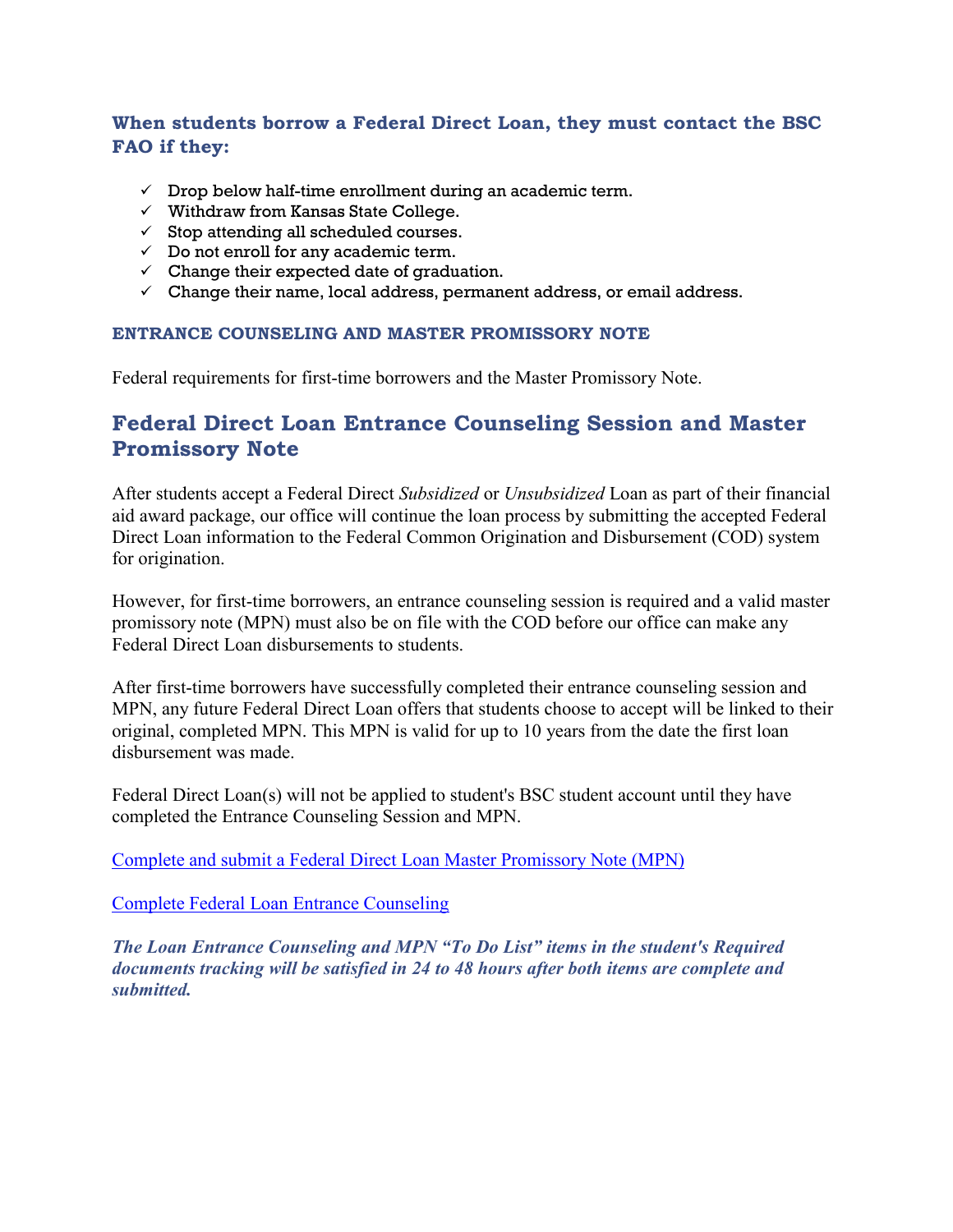### When students borrow a Federal Direct Loan, they must contact the BSC FAO if they:

- ✓ Drop below half-time enrollment during an academic term.
- ✓ Withdraw from Kansas State College.
- ✓ Stop attending all scheduled courses.
- ✓ Do not enroll for any academic term.
- ✓ Change their expected date of graduation.
- ✓ Change their name, local address, permanent address, or email address.

#### ENTRANCE COUNSELING AND MASTER PROMISSORY NOTE

Federal requirements for first-time borrowers and the Master Promissory Note.

## Federal Direct Loan Entrance Counseling Session and Master Promissory Note

After students accept a Federal Direct *Subsidized* or *Unsubsidized* Loan as part of their financial aid award package, our office will continue the loan process by submitting the accepted Federal Direct Loan information to the Federal Common Origination and Disbursement (COD) system for origination.

However, for first-time borrowers, an entrance counseling session is required and a valid master promissory note (MPN) must also be on file with the COD before our office can make any Federal Direct Loan disbursements to students.

After first-time borrowers have successfully completed their entrance counseling session and MPN, any future Federal Direct Loan offers that students choose to accept will be linked to their original, completed MPN. This MPN is valid for up to 10 years from the date the first loan disbursement was made.

Federal Direct Loan(s) will not be applied to student's BSC student account until they have completed the Entrance Counseling Session and MPN.

Complete and submit a Federal Direct Loan Master Promissory Note (MPN)

Complete Federal Loan Entrance Counseling

***The Loan Entrance Counseling and MPN "To Do List" items in the student's Required documents tracking will be satisfied in 24 to 48 hours after both items are complete and submitted.***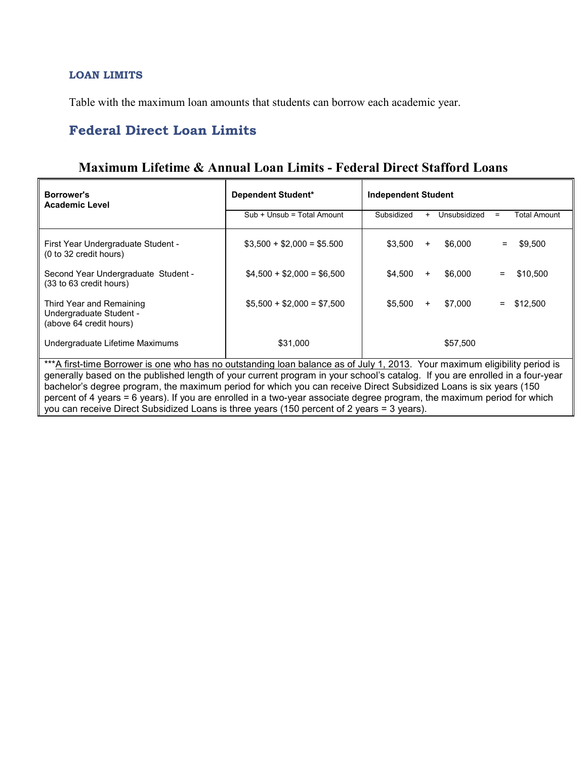### LOAN LIMITS

Table with the maximum loan amounts that students can borrow each academic year.

## Federal Direct Loan Limits

### Maximum Lifetime & Annual Loan Limits - Federal Direct Stafford Loans

| Borrower's Academic Level | Dependent Student* | Independent Student | | | | |
|---|---|---|---|---|---|---|
| | Sub + Unsub = Total Amount | Subsidized | + | Unsubsidized | = | Total Amount |
| First Year Undergraduate Student - (0 to 32 credit hours) | $3,500 + $2,000 = $5.500 | $3,500 | + | $6,000 | = | $9,500 |
| Second Year Undergraduate Student - (33 to 63 credit hours) | $4,500 + $2,000 = $6,500 | $4,500 | + | $6,000 | = | $10,500 |
| Third Year and Remaining Undergraduate Student - (above 64 credit hours) | $5,500 + $2,000 = $7,500 | $5,500 | + | $7,000 | = | $12,500 |
| Undergraduate Lifetime Maximums | $31,000 | | | $57,500 | | |

***A first-time Borrower is one who has no outstanding loan balance as of July 1, 2013. Your maximum eligibility period is generally based on the published length of your current program in your school's catalog. If you are enrolled in a four-year bachelor's degree program, the maximum period for which you can receive Direct Subsidized Loans is six years (150 percent of 4 years = 6 years). If you are enrolled in a two-year associate degree program, the maximum period for which you can receive Direct Subsidized Loans is three years (150 percent of 2 years = 3 years).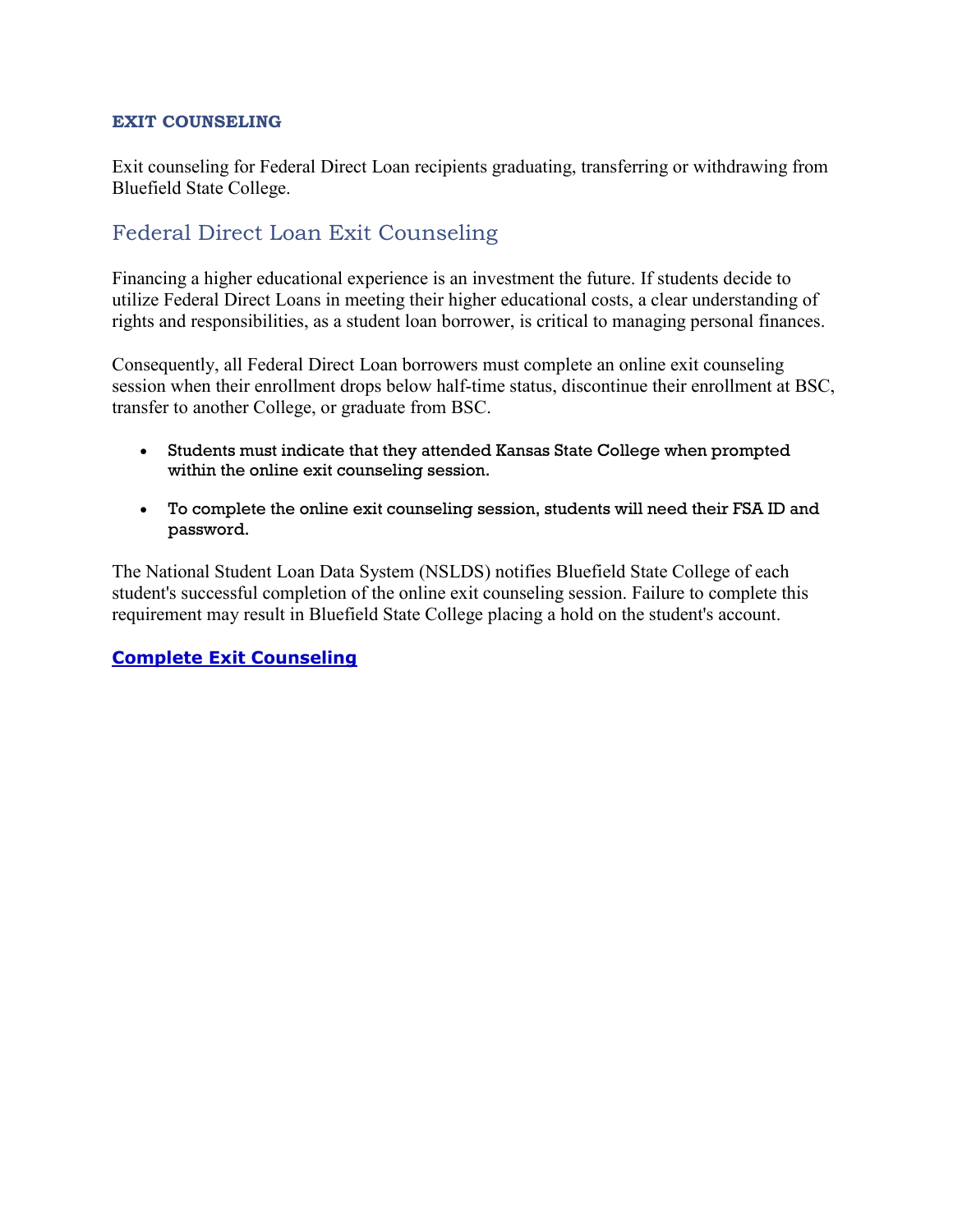**EXIT COUNSELING**

Exit counseling for Federal Direct Loan recipients graduating, transferring or withdrawing from Bluefield State College.

## Federal Direct Loan Exit Counseling

Financing a higher educational experience is an investment the future. If students decide to utilize Federal Direct Loans in meeting their higher educational costs, a clear understanding of rights and responsibilities, as a student loan borrower, is critical to managing personal finances.

Consequently, all Federal Direct Loan borrowers must complete an online exit counseling session when their enrollment drops below half-time status, discontinue their enrollment at BSC, transfer to another College, or graduate from BSC.

- Students must indicate that they attended Kansas State College when prompted within the online exit counseling session.
- To complete the online exit counseling session, students will need their FSA ID and password.

The National Student Loan Data System (NSLDS) notifies Bluefield State College of each student's successful completion of the online exit counseling session. Failure to complete this requirement may result in Bluefield State College placing a hold on the student's account.

**Complete Exit Counseling**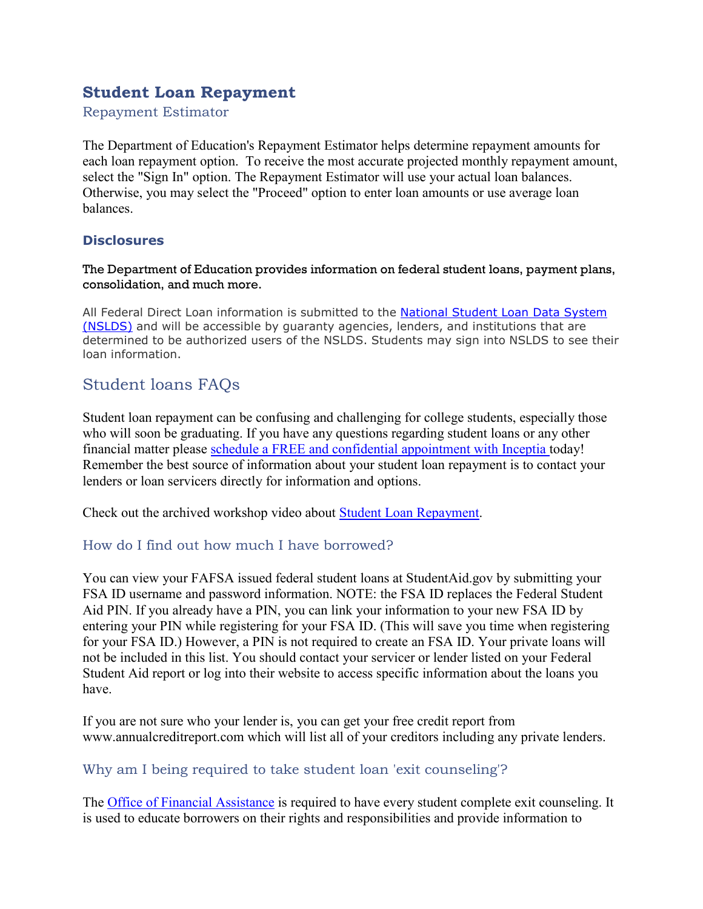# Student Loan Repayment

## Repayment Estimator

The Department of Education's Repayment Estimator helps determine repayment amounts for each loan repayment option. To receive the most accurate projected monthly repayment amount, select the "Sign In" option. The Repayment Estimator will use your actual loan balances. Otherwise, you may select the "Proceed" option to enter loan amounts or use average loan balances.

### Disclosures

**The Department of Education provides information on federal student loans, payment plans, consolidation, and much more.**

All Federal Direct Loan information is submitted to the National Student Loan Data System (NSLDS) and will be accessible by guaranty agencies, lenders, and institutions that are determined to be authorized users of the NSLDS. Students may sign into NSLDS to see their loan information.

## Student loans FAQs

Student loan repayment can be confusing and challenging for college students, especially those who will soon be graduating. If you have any questions regarding student loans or any other financial matter please schedule a FREE and confidential appointment with Inceptia today! Remember the best source of information about your student loan repayment is to contact your lenders or loan servicers directly for information and options.

Check out the archived workshop video about Student Loan Repayment.

### How do I find out how much I have borrowed?

You can view your FAFSA issued federal student loans at StudentAid.gov by submitting your FSA ID username and password information. NOTE: the FSA ID replaces the Federal Student Aid PIN. If you already have a PIN, you can link your information to your new FSA ID by entering your PIN while registering for your FSA ID. (This will save you time when registering for your FSA ID.) However, a PIN is not required to create an FSA ID. Your private loans will not be included in this list. You should contact your servicer or lender listed on your Federal Student Aid report or log into their website to access specific information about the loans you have.

If you are not sure who your lender is, you can get your free credit report from www.annualcreditreport.com which will list all of your creditors including any private lenders.

### Why am I being required to take student loan 'exit counseling'?

The Office of Financial Assistance is required to have every student complete exit counseling. It is used to educate borrowers on their rights and responsibilities and provide information to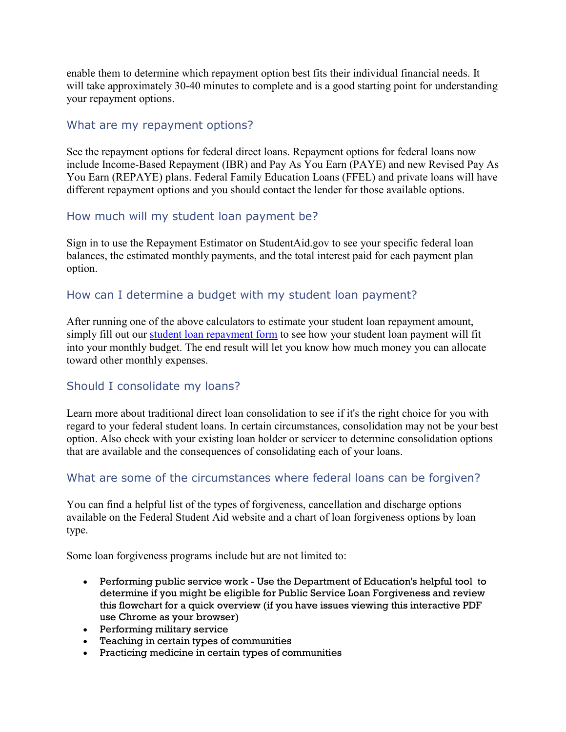enable them to determine which repayment option best fits their individual financial needs. It will take approximately 30-40 minutes to complete and is a good starting point for understanding your repayment options.

### What are my repayment options?

See the repayment options for federal direct loans. Repayment options for federal loans now include Income-Based Repayment (IBR) and Pay As You Earn (PAYE) and new Revised Pay As You Earn (REPAYE) plans. Federal Family Education Loans (FFEL) and private loans will have different repayment options and you should contact the lender for those available options.

### How much will my student loan payment be?

Sign in to use the Repayment Estimator on StudentAid.gov to see your specific federal loan balances, the estimated monthly payments, and the total interest paid for each payment plan option.

### How can I determine a budget with my student loan payment?

After running one of the above calculators to estimate your student loan repayment amount, simply fill out our [student loan repayment form](#) to see how your student loan payment will fit into your monthly budget. The end result will let you know how much money you can allocate toward other monthly expenses.

### Should I consolidate my loans?

Learn more about traditional direct loan consolidation to see if it's the right choice for you with regard to your federal student loans. In certain circumstances, consolidation may not be your best option. Also check with your existing loan holder or servicer to determine consolidation options that are available and the consequences of consolidating each of your loans.

### What are some of the circumstances where federal loans can be forgiven?

You can find a helpful list of the types of forgiveness, cancellation and discharge options available on the Federal Student Aid website and a chart of loan forgiveness options by loan type.

Some loan forgiveness programs include but are not limited to:

- Performing public service work - Use the Department of Education's helpful tool to determine if you might be eligible for Public Service Loan Forgiveness and review this flowchart for a quick overview (if you have issues viewing this interactive PDF use Chrome as your browser)
- Performing military service
- Teaching in certain types of communities
- Practicing medicine in certain types of communities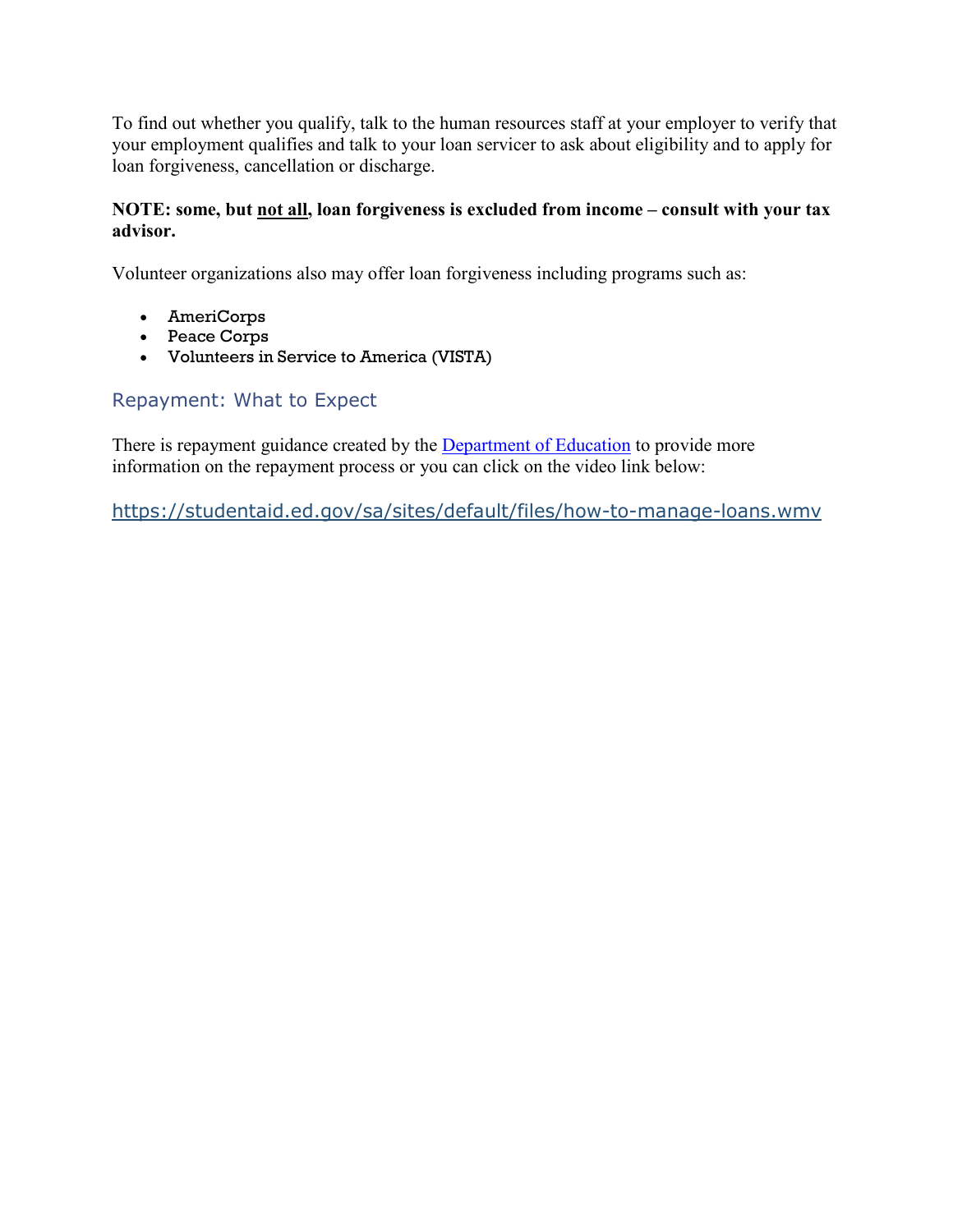To find out whether you qualify, talk to the human resources staff at your employer to verify that your employment qualifies and talk to your loan servicer to ask about eligibility and to apply for loan forgiveness, cancellation or discharge.

**NOTE: some, but <u>not all</u>, loan forgiveness is excluded from income – consult with your tax advisor.**

Volunteer organizations also may offer loan forgiveness including programs such as:

- AmeriCorps
- Peace Corps
- Volunteers in Service to America (VISTA)

## Repayment: What to Expect

There is repayment guidance created by the Department of Education to provide more information on the repayment process or you can click on the video link below:

https://studentaid.ed.gov/sa/sites/default/files/how-to-manage-loans.wmv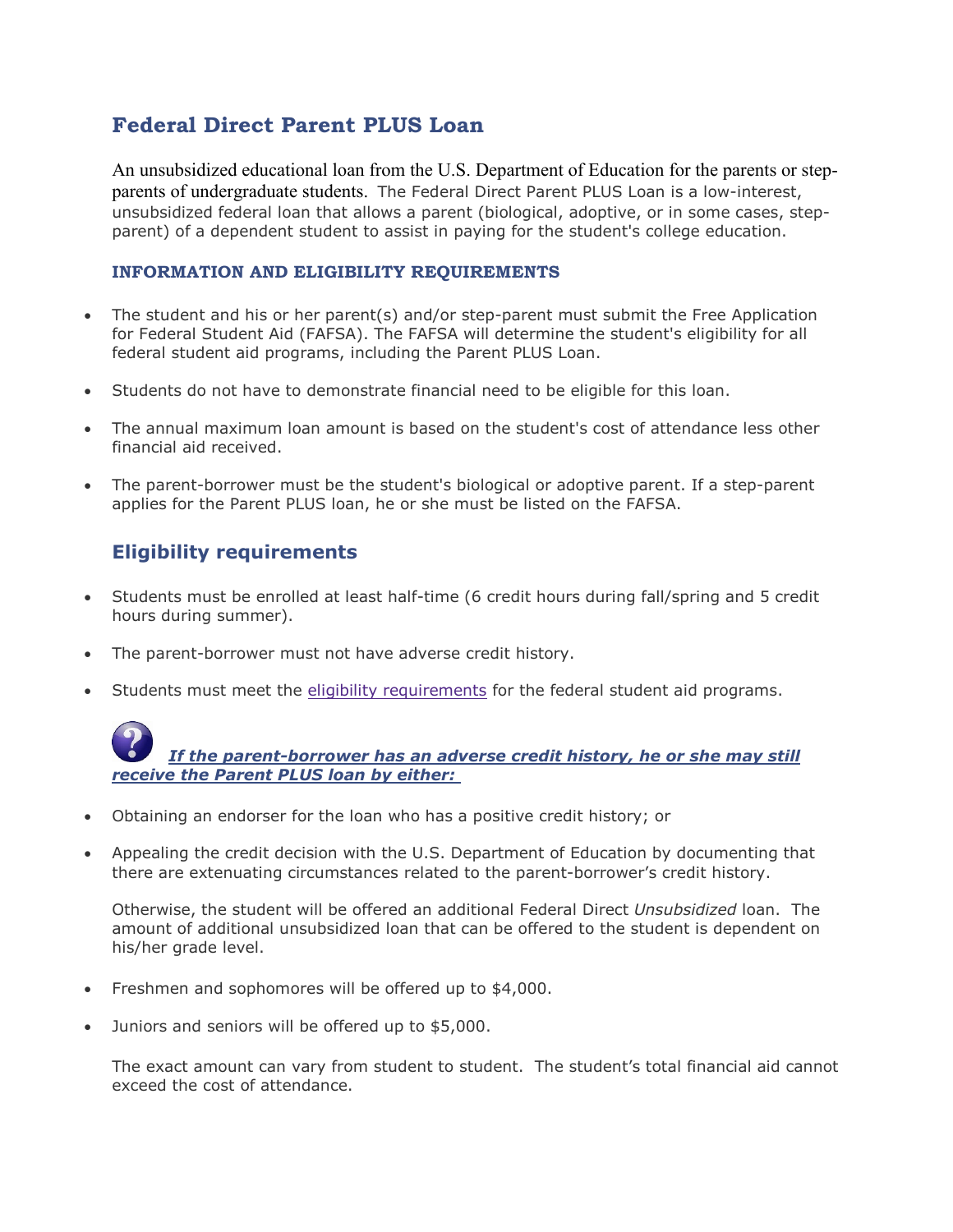## Federal Direct Parent PLUS Loan

An unsubsidized educational loan from the U.S. Department of Education for the parents or step-parents of undergraduate students. The Federal Direct Parent PLUS Loan is a low-interest, unsubsidized federal loan that allows a parent (biological, adoptive, or in some cases, step-parent) of a dependent student to assist in paying for the student's college education.

#### INFORMATION AND ELIGIBILITY REQUIREMENTS

- The student and his or her parent(s) and/or step-parent must submit the Free Application for Federal Student Aid (FAFSA). The FAFSA will determine the student's eligibility for all federal student aid programs, including the Parent PLUS Loan.
- Students do not have to demonstrate financial need to be eligible for this loan.
- The annual maximum loan amount is based on the student's cost of attendance less other financial aid received.
- The parent-borrower must be the student's biological or adoptive parent. If a step-parent applies for the Parent PLUS loan, he or she must be listed on the FAFSA.

### Eligibility requirements

- Students must be enrolled at least half-time (6 credit hours during fall/spring and 5 credit hours during summer).
- The parent-borrower must not have adverse credit history.
- Students must meet the eligibility requirements for the federal student aid programs.

***If the parent-borrower has an adverse credit history, he or she may still receive the Parent PLUS loan by either:***

- Obtaining an endorser for the loan who has a positive credit history; or
- Appealing the credit decision with the U.S. Department of Education by documenting that there are extenuating circumstances related to the parent-borrower's credit history.

  Otherwise, the student will be offered an additional Federal Direct *Unsubsidized* loan. The amount of additional unsubsidized loan that can be offered to the student is dependent on his/her grade level.

- Freshmen and sophomores will be offered up to $4,000.
- Juniors and seniors will be offered up to $5,000.

  The exact amount can vary from student to student. The student's total financial aid cannot exceed the cost of attendance.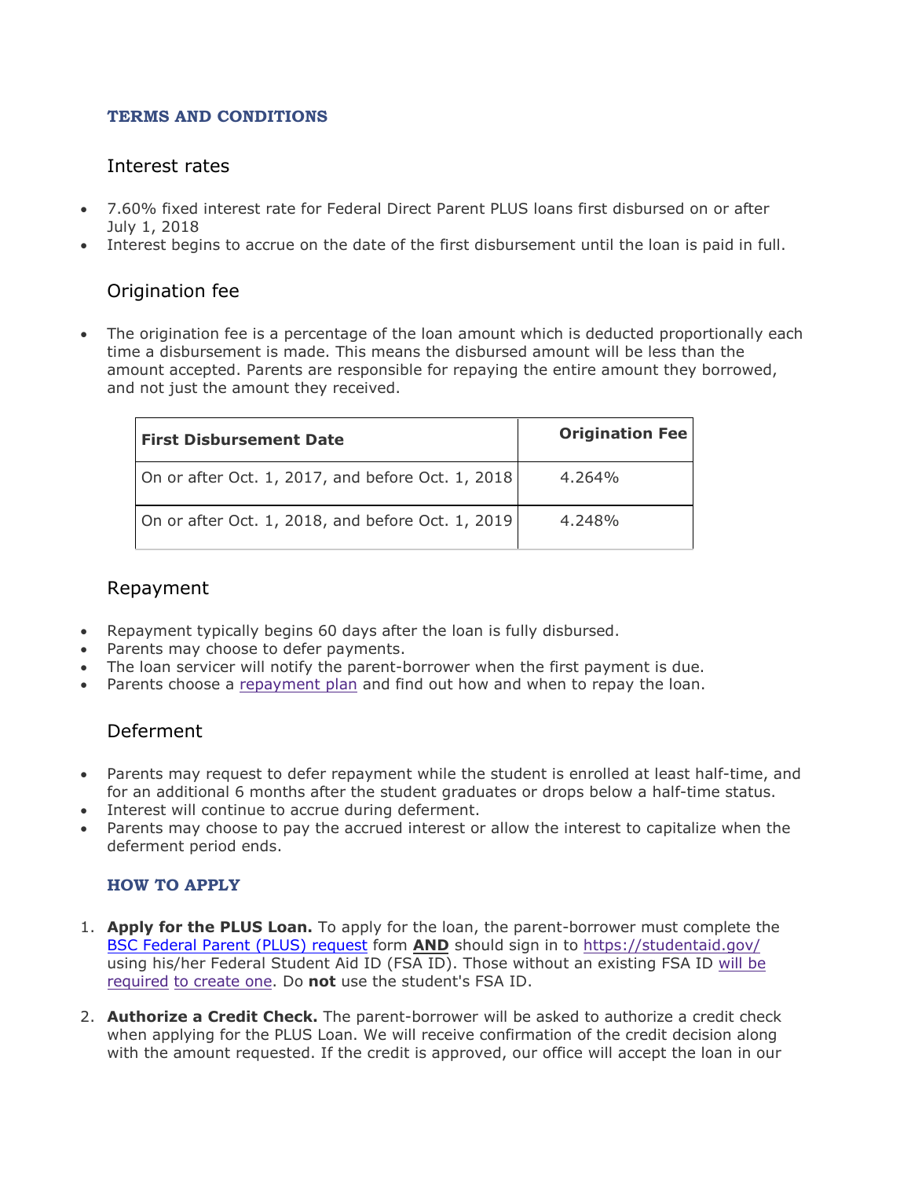## TERMS AND CONDITIONS

### Interest rates

- 7.60% fixed interest rate for Federal Direct Parent PLUS loans first disbursed on or after July 1, 2018
- Interest begins to accrue on the date of the first disbursement until the loan is paid in full.

### Origination fee

- The origination fee is a percentage of the loan amount which is deducted proportionally each time a disbursement is made. This means the disbursed amount will be less than the amount accepted. Parents are responsible for repaying the entire amount they borrowed, and not just the amount they received.

| First Disbursement Date | Origination Fee |
|---|---|
| On or after Oct. 1, 2017, and before Oct. 1, 2018 | 4.264% |
| On or after Oct. 1, 2018, and before Oct. 1, 2019 | 4.248% |

### Repayment

- Repayment typically begins 60 days after the loan is fully disbursed.
- Parents may choose to defer payments.
- The loan servicer will notify the parent-borrower when the first payment is due.
- Parents choose a repayment plan and find out how and when to repay the loan.

### Deferment

- Parents may request to defer repayment while the student is enrolled at least half-time, and for an additional 6 months after the student graduates or drops below a half-time status.
- Interest will continue to accrue during deferment.
- Parents may choose to pay the accrued interest or allow the interest to capitalize when the deferment period ends.

## HOW TO APPLY

1. **Apply for the PLUS Loan.** To apply for the loan, the parent-borrower must complete the BSC Federal Parent (PLUS) request form **AND** should sign in to https://studentaid.gov/ using his/her Federal Student Aid ID (FSA ID). Those without an existing FSA ID will be required to create one. Do **not** use the student's FSA ID.

2. **Authorize a Credit Check.** The parent-borrower will be asked to authorize a credit check when applying for the PLUS Loan. We will receive confirmation of the credit decision along with the amount requested. If the credit is approved, our office will accept the loan in our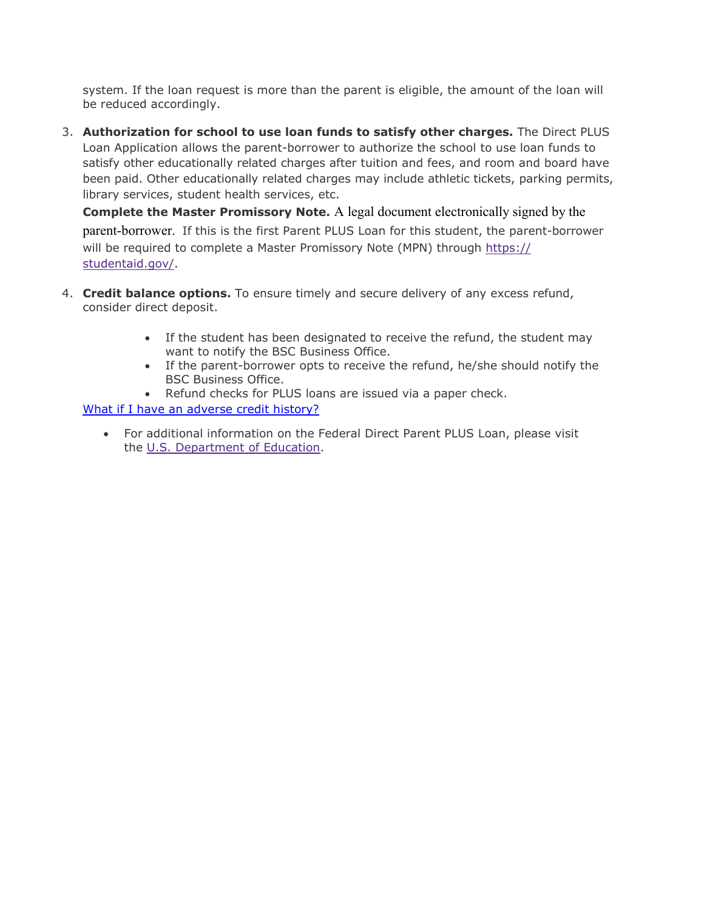system. If the loan request is more than the parent is eligible, the amount of the loan will be reduced accordingly.

3. **Authorization for school to use loan funds to satisfy other charges.** The Direct PLUS Loan Application allows the parent-borrower to authorize the school to use loan funds to satisfy other educationally related charges after tuition and fees, and room and board have been paid. Other educationally related charges may include athletic tickets, parking permits, library services, student health services, etc.

   **Complete the Master Promissory Note.** A legal document electronically signed by the parent-borrower. If this is the first Parent PLUS Loan for this student, the parent-borrower will be required to complete a Master Promissory Note (MPN) through [https://studentaid.gov/](https://studentaid.gov/).

4. **Credit balance options.** To ensure timely and secure delivery of any excess refund, consider direct deposit.

   - If the student has been designated to receive the refund, the student may want to notify the BSC Business Office.
   - If the parent-borrower opts to receive the refund, he/she should notify the BSC Business Office.
   - Refund checks for PLUS loans are issued via a paper check.

   What if I have an adverse credit history?

   - For additional information on the Federal Direct Parent PLUS Loan, please visit the U.S. Department of Education.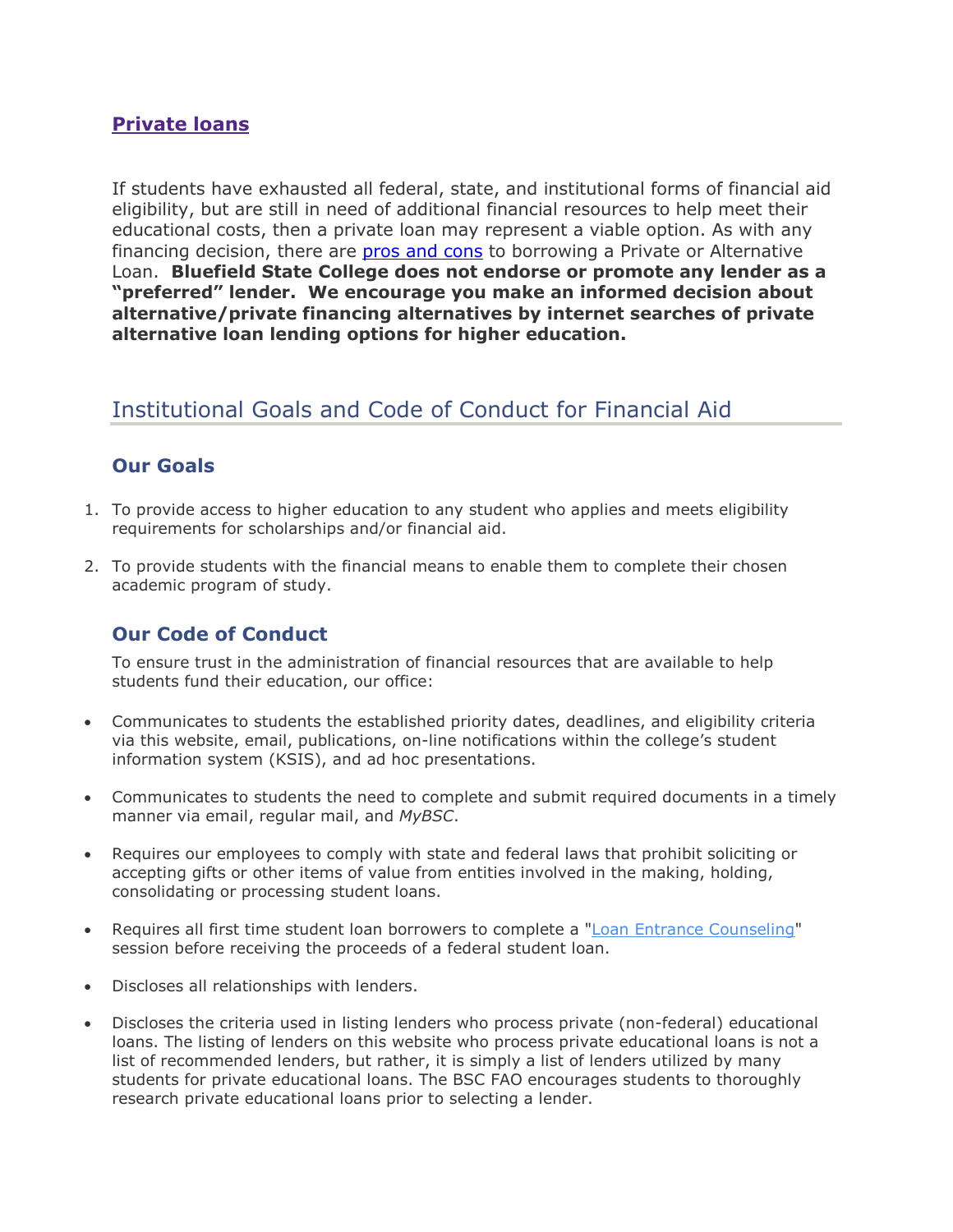### Private loans

If students have exhausted all federal, state, and institutional forms of financial aid eligibility, but are still in need of additional financial resources to help meet their educational costs, then a private loan may represent a viable option. As with any financing decision, there are pros and cons to borrowing a Private or Alternative Loan. **Bluefield State College does not endorse or promote any lender as a "preferred" lender. We encourage you make an informed decision about alternative/private financing alternatives by internet searches of private alternative loan lending options for higher education.**

## Institutional Goals and Code of Conduct for Financial Aid

### Our Goals

1. To provide access to higher education to any student who applies and meets eligibility requirements for scholarships and/or financial aid.
2. To provide students with the financial means to enable them to complete their chosen academic program of study.

### Our Code of Conduct

To ensure trust in the administration of financial resources that are available to help students fund their education, our office:

- Communicates to students the established priority dates, deadlines, and eligibility criteria via this website, email, publications, on-line notifications within the college's student information system (KSIS), and ad hoc presentations.
- Communicates to students the need to complete and submit required documents in a timely manner via email, regular mail, and *MyBSC*.
- Requires our employees to comply with state and federal laws that prohibit soliciting or accepting gifts or other items of value from entities involved in the making, holding, consolidating or processing student loans.
- Requires all first time student loan borrowers to complete a "Loan Entrance Counseling" session before receiving the proceeds of a federal student loan.
- Discloses all relationships with lenders.
- Discloses the criteria used in listing lenders who process private (non-federal) educational loans. The listing of lenders on this website who process private educational loans is not a list of recommended lenders, but rather, it is simply a list of lenders utilized by many students for private educational loans. The BSC FAO encourages students to thoroughly research private educational loans prior to selecting a lender.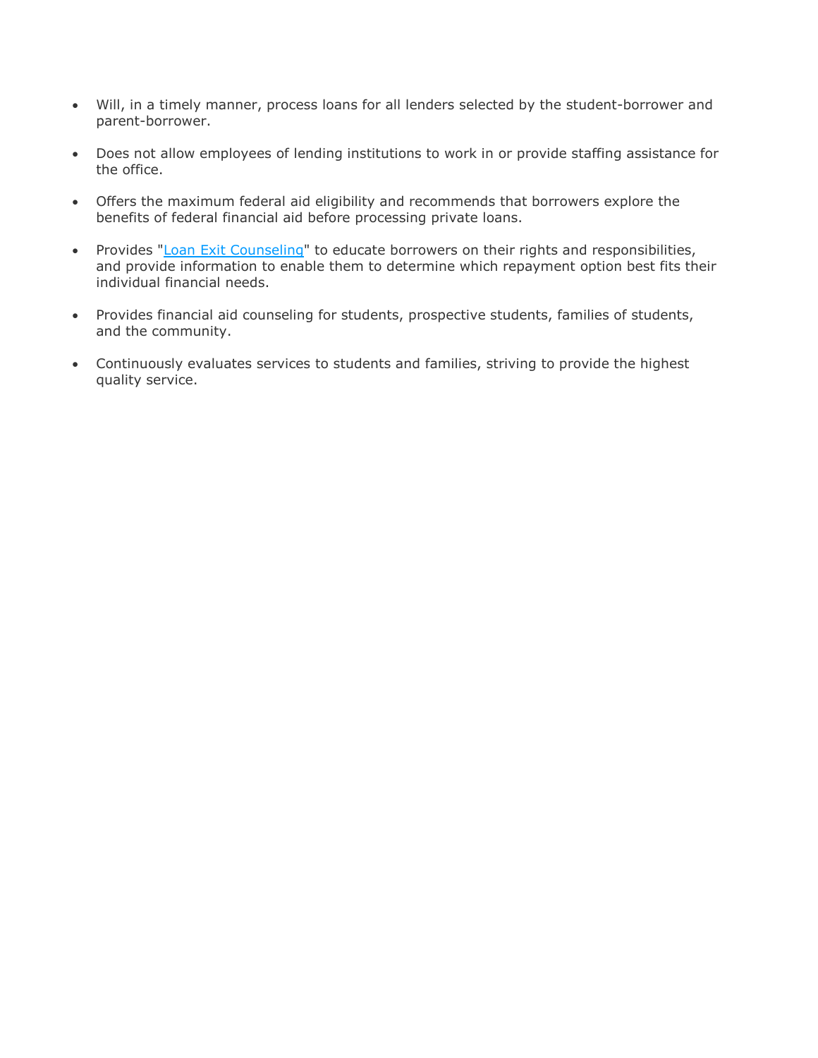- Will, in a timely manner, process loans for all lenders selected by the student-borrower and parent-borrower.

- Does not allow employees of lending institutions to work in or provide staffing assistance for the office.

- Offers the maximum federal aid eligibility and recommends that borrowers explore the benefits of federal financial aid before processing private loans.

- Provides "Loan Exit Counseling" to educate borrowers on their rights and responsibilities, and provide information to enable them to determine which repayment option best fits their individual financial needs.

- Provides financial aid counseling for students, prospective students, families of students, and the community.

- Continuously evaluates services to students and families, striving to provide the highest quality service.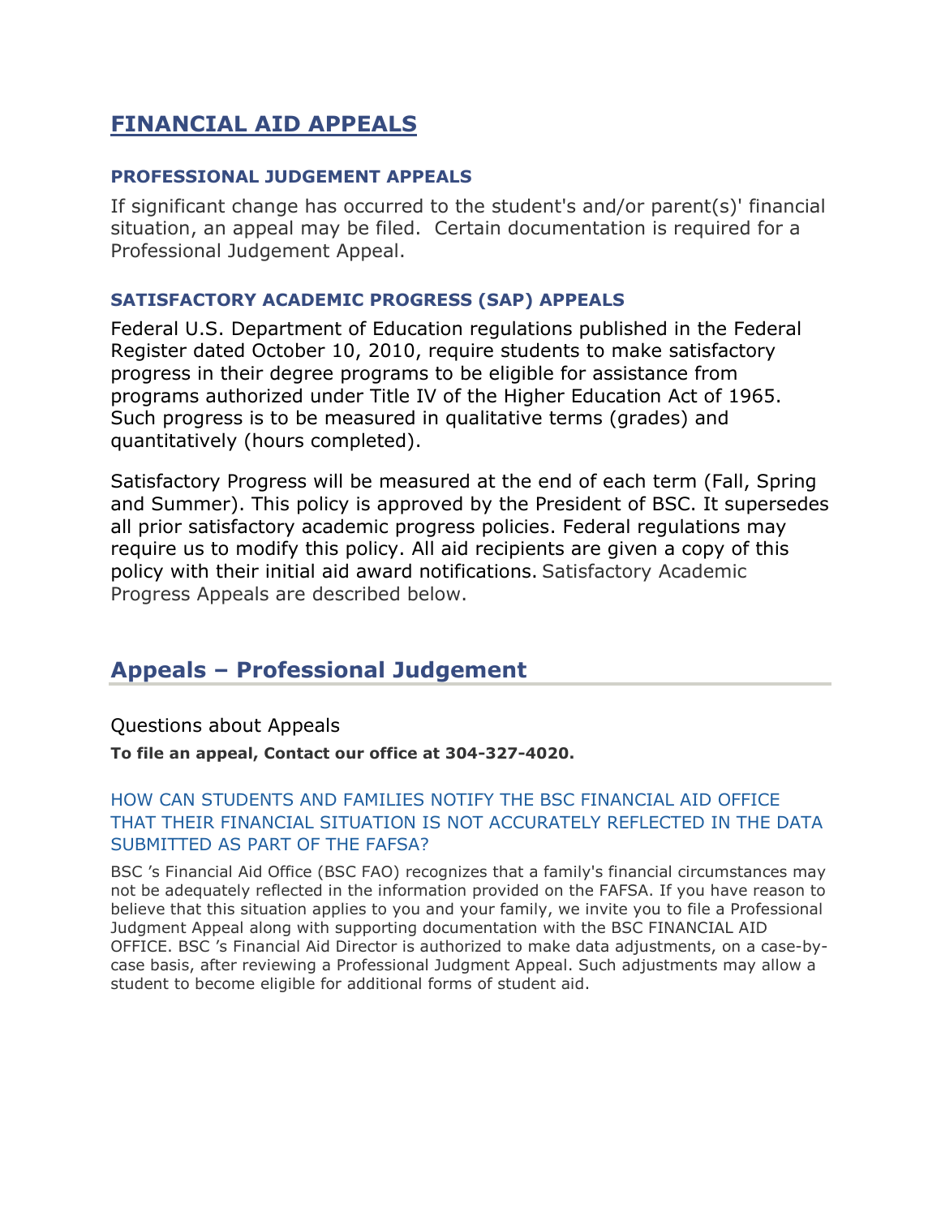# FINANCIAL AID APPEALS

### PROFESSIONAL JUDGEMENT APPEALS

If significant change has occurred to the student's and/or parent(s)' financial situation, an appeal may be filed. Certain documentation is required for a Professional Judgement Appeal.

### SATISFACTORY ACADEMIC PROGRESS (SAP) APPEALS

Federal U.S. Department of Education regulations published in the Federal Register dated October 10, 2010, require students to make satisfactory progress in their degree programs to be eligible for assistance from programs authorized under Title IV of the Higher Education Act of 1965. Such progress is to be measured in qualitative terms (grades) and quantitatively (hours completed).

Satisfactory Progress will be measured at the end of each term (Fall, Spring and Summer). This policy is approved by the President of BSC. It supersedes all prior satisfactory academic progress policies. Federal regulations may require us to modify this policy. All aid recipients are given a copy of this policy with their initial aid award notifications. Satisfactory Academic Progress Appeals are described below.

## Appeals – Professional Judgement

Questions about Appeals

**To file an appeal, Contact our office at 304-327-4020.**

### HOW CAN STUDENTS AND FAMILIES NOTIFY THE BSC FINANCIAL AID OFFICE THAT THEIR FINANCIAL SITUATION IS NOT ACCURATELY REFLECTED IN THE DATA SUBMITTED AS PART OF THE FAFSA?

BSC 's Financial Aid Office (BSC FAO) recognizes that a family's financial circumstances may not be adequately reflected in the information provided on the FAFSA. If you have reason to believe that this situation applies to you and your family, we invite you to file a Professional Judgment Appeal along with supporting documentation with the BSC FINANCIAL AID OFFICE. BSC 's Financial Aid Director is authorized to make data adjustments, on a case-by-case basis, after reviewing a Professional Judgment Appeal. Such adjustments may allow a student to become eligible for additional forms of student aid.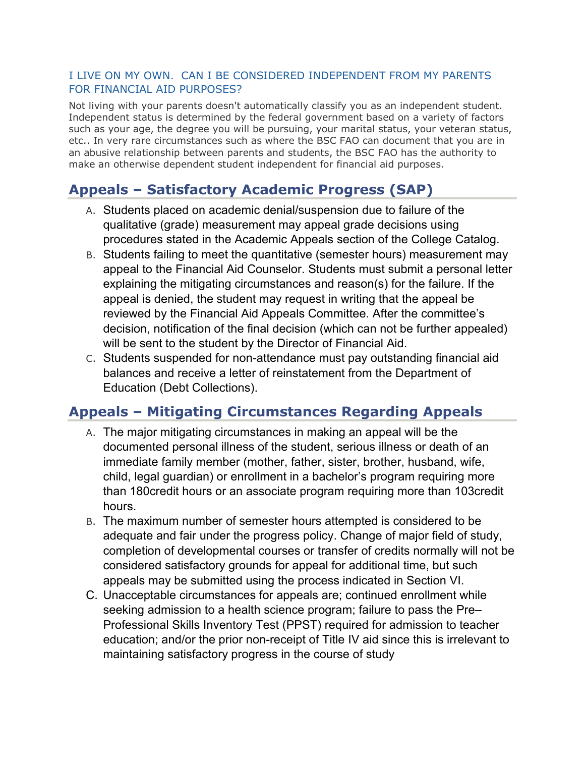### I LIVE ON MY OWN. CAN I BE CONSIDERED INDEPENDENT FROM MY PARENTS FOR FINANCIAL AID PURPOSES?

Not living with your parents doesn't automatically classify you as an independent student. Independent status is determined by the federal government based on a variety of factors such as your age, the degree you will be pursuing, your marital status, your veteran status, etc.. In very rare circumstances such as where the BSC FAO can document that you are in an abusive relationship between parents and students, the BSC FAO has the authority to make an otherwise dependent student independent for financial aid purposes.

## Appeals – Satisfactory Academic Progress (SAP)

A. Students placed on academic denial/suspension due to failure of the qualitative (grade) measurement may appeal grade decisions using procedures stated in the Academic Appeals section of the College Catalog.

B. Students failing to meet the quantitative (semester hours) measurement may appeal to the Financial Aid Counselor. Students must submit a personal letter explaining the mitigating circumstances and reason(s) for the failure. If the appeal is denied, the student may request in writing that the appeal be reviewed by the Financial Aid Appeals Committee. After the committee's decision, notification of the final decision (which can not be further appealed) will be sent to the student by the Director of Financial Aid.

C. Students suspended for non-attendance must pay outstanding financial aid balances and receive a letter of reinstatement from the Department of Education (Debt Collections).

## Appeals – Mitigating Circumstances Regarding Appeals

A. The major mitigating circumstances in making an appeal will be the documented personal illness of the student, serious illness or death of an immediate family member (mother, father, sister, brother, husband, wife, child, legal guardian) or enrollment in a bachelor's program requiring more than 180credit hours or an associate program requiring more than 103credit hours.

B. The maximum number of semester hours attempted is considered to be adequate and fair under the progress policy. Change of major field of study, completion of developmental courses or transfer of credits normally will not be considered satisfactory grounds for appeal for additional time, but such appeals may be submitted using the process indicated in Section VI.

C. Unacceptable circumstances for appeals are; continued enrollment while seeking admission to a health science program; failure to pass the Pre–Professional Skills Inventory Test (PPST) required for admission to teacher education; and/or the prior non-receipt of Title IV aid since this is irrelevant to maintaining satisfactory progress in the course of study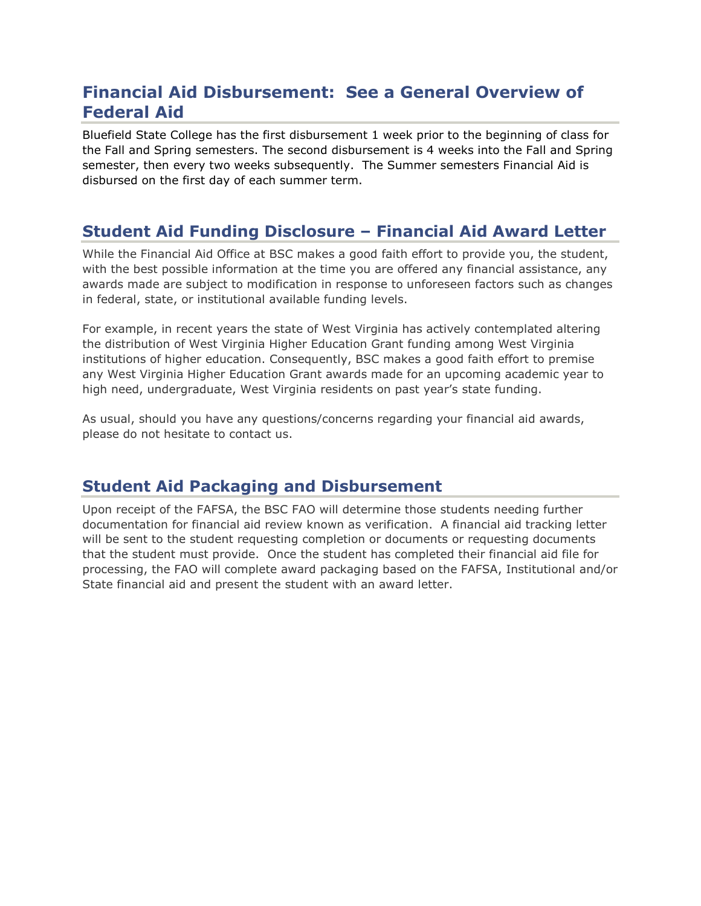## Financial Aid Disbursement: See a General Overview of Federal Aid

Bluefield State College has the first disbursement 1 week prior to the beginning of class for the Fall and Spring semesters. The second disbursement is 4 weeks into the Fall and Spring semester, then every two weeks subsequently. The Summer semesters Financial Aid is disbursed on the first day of each summer term.

## Student Aid Funding Disclosure – Financial Aid Award Letter

While the Financial Aid Office at BSC makes a good faith effort to provide you, the student, with the best possible information at the time you are offered any financial assistance, any awards made are subject to modification in response to unforeseen factors such as changes in federal, state, or institutional available funding levels.

For example, in recent years the state of West Virginia has actively contemplated altering the distribution of West Virginia Higher Education Grant funding among West Virginia institutions of higher education. Consequently, BSC makes a good faith effort to premise any West Virginia Higher Education Grant awards made for an upcoming academic year to high need, undergraduate, West Virginia residents on past year's state funding.

As usual, should you have any questions/concerns regarding your financial aid awards, please do not hesitate to contact us.

## Student Aid Packaging and Disbursement

Upon receipt of the FAFSA, the BSC FAO will determine those students needing further documentation for financial aid review known as verification. A financial aid tracking letter will be sent to the student requesting completion or documents or requesting documents that the student must provide. Once the student has completed their financial aid file for processing, the FAO will complete award packaging based on the FAFSA, Institutional and/or State financial aid and present the student with an award letter.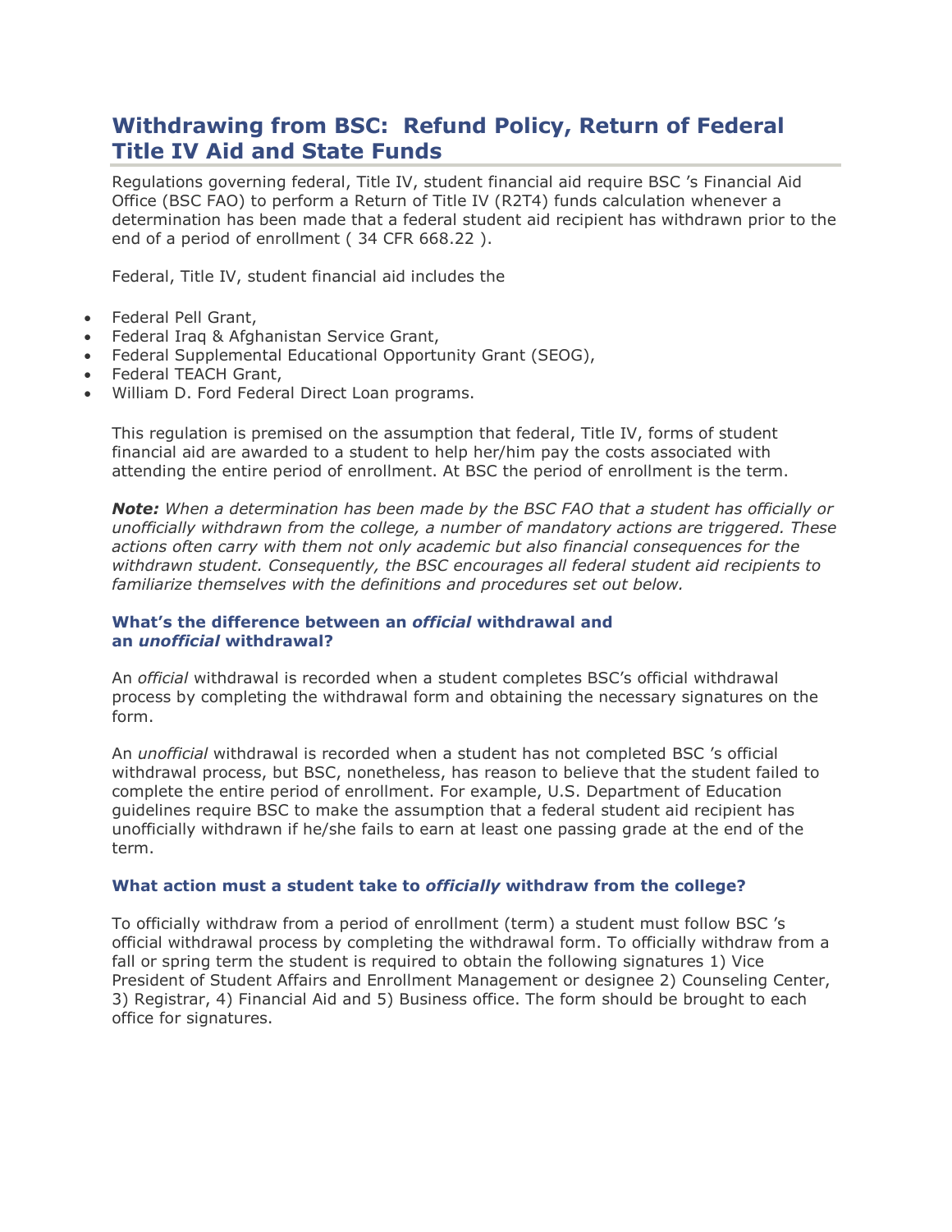## Withdrawing from BSC: Refund Policy, Return of Federal Title IV Aid and State Funds

Regulations governing federal, Title IV, student financial aid require BSC 's Financial Aid Office (BSC FAO) to perform a Return of Title IV (R2T4) funds calculation whenever a determination has been made that a federal student aid recipient has withdrawn prior to the end of a period of enrollment ( 34 CFR 668.22 ).

Federal, Title IV, student financial aid includes the

- Federal Pell Grant,
- Federal Iraq & Afghanistan Service Grant,
- Federal Supplemental Educational Opportunity Grant (SEOG),
- Federal TEACH Grant,
- William D. Ford Federal Direct Loan programs.

This regulation is premised on the assumption that federal, Title IV, forms of student financial aid are awarded to a student to help her/him pay the costs associated with attending the entire period of enrollment. At BSC the period of enrollment is the term.

***Note:*** *When a determination has been made by the BSC FAO that a student has officially or unofficially withdrawn from the college, a number of mandatory actions are triggered. These actions often carry with them not only academic but also financial consequences for the withdrawn student. Consequently, the BSC encourages all federal student aid recipients to familiarize themselves with the definitions and procedures set out below.*

#### What's the difference between an *official* withdrawal and an *unofficial* withdrawal?

An *official* withdrawal is recorded when a student completes BSC's official withdrawal process by completing the withdrawal form and obtaining the necessary signatures on the form.

An *unofficial* withdrawal is recorded when a student has not completed BSC 's official withdrawal process, but BSC, nonetheless, has reason to believe that the student failed to complete the entire period of enrollment. For example, U.S. Department of Education guidelines require BSC to make the assumption that a federal student aid recipient has unofficially withdrawn if he/she fails to earn at least one passing grade at the end of the term.

#### What action must a student take to *officially* withdraw from the college?

To officially withdraw from a period of enrollment (term) a student must follow BSC 's official withdrawal process by completing the withdrawal form. To officially withdraw from a fall or spring term the student is required to obtain the following signatures 1) Vice President of Student Affairs and Enrollment Management or designee 2) Counseling Center, 3) Registrar, 4) Financial Aid and 5) Business office. The form should be brought to each office for signatures.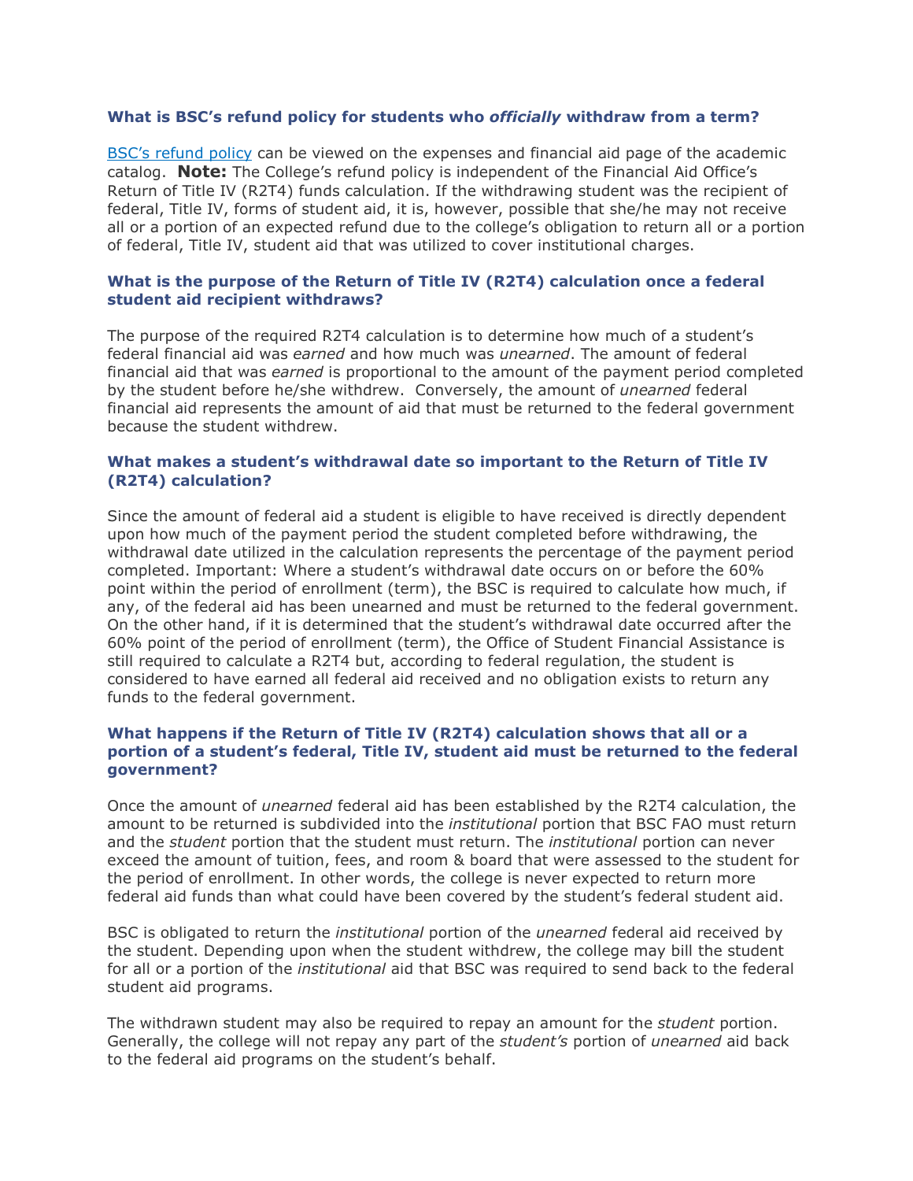### What is BSC's refund policy for students who *officially* withdraw from a term?

BSC's refund policy can be viewed on the expenses and financial aid page of the academic catalog. **Note:** The College's refund policy is independent of the Financial Aid Office's Return of Title IV (R2T4) funds calculation. If the withdrawing student was the recipient of federal, Title IV, forms of student aid, it is, however, possible that she/he may not receive all or a portion of an expected refund due to the college's obligation to return all or a portion of federal, Title IV, student aid that was utilized to cover institutional charges.

### What is the purpose of the Return of Title IV (R2T4) calculation once a federal student aid recipient withdraws?

The purpose of the required R2T4 calculation is to determine how much of a student's federal financial aid was *earned* and how much was *unearned*. The amount of federal financial aid that was *earned* is proportional to the amount of the payment period completed by the student before he/she withdrew. Conversely, the amount of *unearned* federal financial aid represents the amount of aid that must be returned to the federal government because the student withdrew.

### What makes a student's withdrawal date so important to the Return of Title IV (R2T4) calculation?

Since the amount of federal aid a student is eligible to have received is directly dependent upon how much of the payment period the student completed before withdrawing, the withdrawal date utilized in the calculation represents the percentage of the payment period completed. Important: Where a student's withdrawal date occurs on or before the 60% point within the period of enrollment (term), the BSC is required to calculate how much, if any, of the federal aid has been unearned and must be returned to the federal government. On the other hand, if it is determined that the student's withdrawal date occurred after the 60% point of the period of enrollment (term), the Office of Student Financial Assistance is still required to calculate a R2T4 but, according to federal regulation, the student is considered to have earned all federal aid received and no obligation exists to return any funds to the federal government.

### What happens if the Return of Title IV (R2T4) calculation shows that all or a portion of a student's federal, Title IV, student aid must be returned to the federal government?

Once the amount of *unearned* federal aid has been established by the R2T4 calculation, the amount to be returned is subdivided into the *institutional* portion that BSC FAO must return and the *student* portion that the student must return. The *institutional* portion can never exceed the amount of tuition, fees, and room & board that were assessed to the student for the period of enrollment. In other words, the college is never expected to return more federal aid funds than what could have been covered by the student's federal student aid.

BSC is obligated to return the *institutional* portion of the *unearned* federal aid received by the student. Depending upon when the student withdrew, the college may bill the student for all or a portion of the *institutional* aid that BSC was required to send back to the federal student aid programs.

The withdrawn student may also be required to repay an amount for the *student* portion. Generally, the college will not repay any part of the *student's* portion of *unearned* aid back to the federal aid programs on the student's behalf.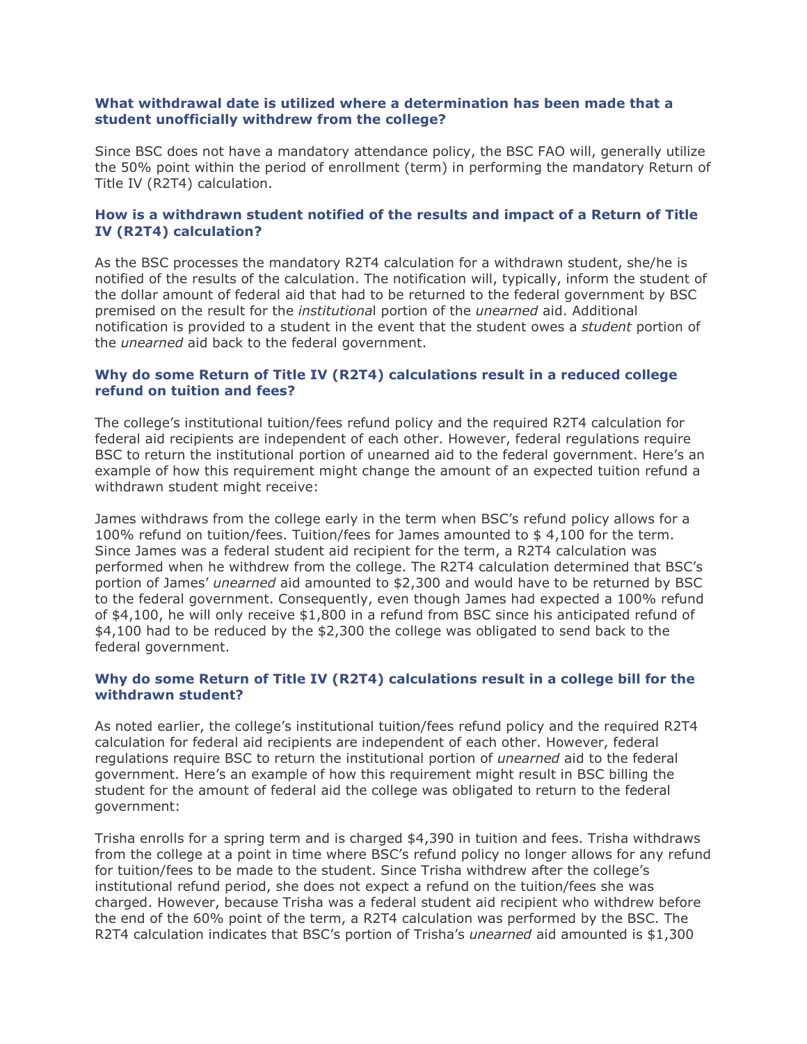### What withdrawal date is utilized where a determination has been made that a student unofficially withdrew from the college?

Since BSC does not have a mandatory attendance policy, the BSC FAO will, generally utilize the 50% point within the period of enrollment (term) in performing the mandatory Return of Title IV (R2T4) calculation.

### How is a withdrawn student notified of the results and impact of a Return of Title IV (R2T4) calculation?

As the BSC processes the mandatory R2T4 calculation for a withdrawn student, she/he is notified of the results of the calculation. The notification will, typically, inform the student of the dollar amount of federal aid that had to be returned to the federal government by BSC premised on the result for the *institutional* portion of the *unearned* aid. Additional notification is provided to a student in the event that the student owes a *student* portion of the *unearned* aid back to the federal government.

### Why do some Return of Title IV (R2T4) calculations result in a reduced college refund on tuition and fees?

The college's institutional tuition/fees refund policy and the required R2T4 calculation for federal aid recipients are independent of each other. However, federal regulations require BSC to return the institutional portion of unearned aid to the federal government. Here's an example of how this requirement might change the amount of an expected tuition refund a withdrawn student might receive:

James withdraws from the college early in the term when BSC's refund policy allows for a 100% refund on tuition/fees. Tuition/fees for James amounted to $ 4,100 for the term. Since James was a federal student aid recipient for the term, a R2T4 calculation was performed when he withdrew from the college. The R2T4 calculation determined that BSC's portion of James' *unearned* aid amounted to $2,300 and would have to be returned by BSC to the federal government. Consequently, even though James had expected a 100% refund of $4,100, he will only receive $1,800 in a refund from BSC since his anticipated refund of $4,100 had to be reduced by the $2,300 the college was obligated to send back to the federal government.

### Why do some Return of Title IV (R2T4) calculations result in a college bill for the withdrawn student?

As noted earlier, the college's institutional tuition/fees refund policy and the required R2T4 calculation for federal aid recipients are independent of each other. However, federal regulations require BSC to return the institutional portion of *unearned* aid to the federal government. Here's an example of how this requirement might result in BSC billing the student for the amount of federal aid the college was obligated to return to the federal government:

Trisha enrolls for a spring term and is charged $4,390 in tuition and fees. Trisha withdraws from the college at a point in time where BSC's refund policy no longer allows for any refund for tuition/fees to be made to the student. Since Trisha withdrew after the college's institutional refund period, she does not expect a refund on the tuition/fees she was charged. However, because Trisha was a federal student aid recipient who withdrew before the end of the 60% point of the term, a R2T4 calculation was performed by the BSC. The R2T4 calculation indicates that BSC's portion of Trisha's *unearned* aid amounted is $1,300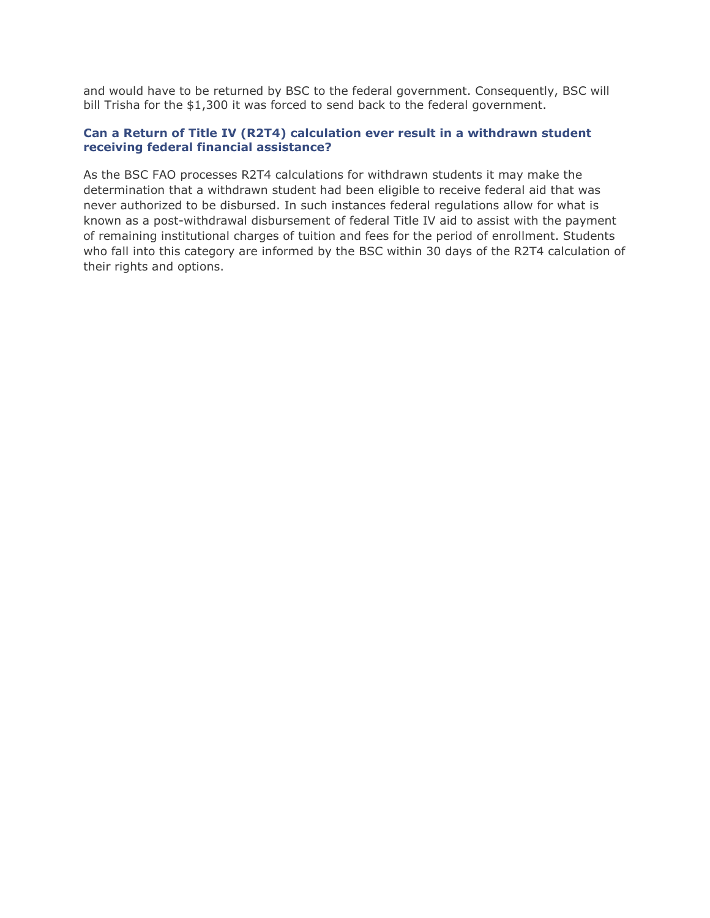and would have to be returned by BSC to the federal government. Consequently, BSC will bill Trisha for the $1,300 it was forced to send back to the federal government.

### Can a Return of Title IV (R2T4) calculation ever result in a withdrawn student receiving federal financial assistance?

As the BSC FAO processes R2T4 calculations for withdrawn students it may make the determination that a withdrawn student had been eligible to receive federal aid that was never authorized to be disbursed. In such instances federal regulations allow for what is known as a post-withdrawal disbursement of federal Title IV aid to assist with the payment of remaining institutional charges of tuition and fees for the period of enrollment. Students who fall into this category are informed by the BSC within 30 days of the R2T4 calculation of their rights and options.